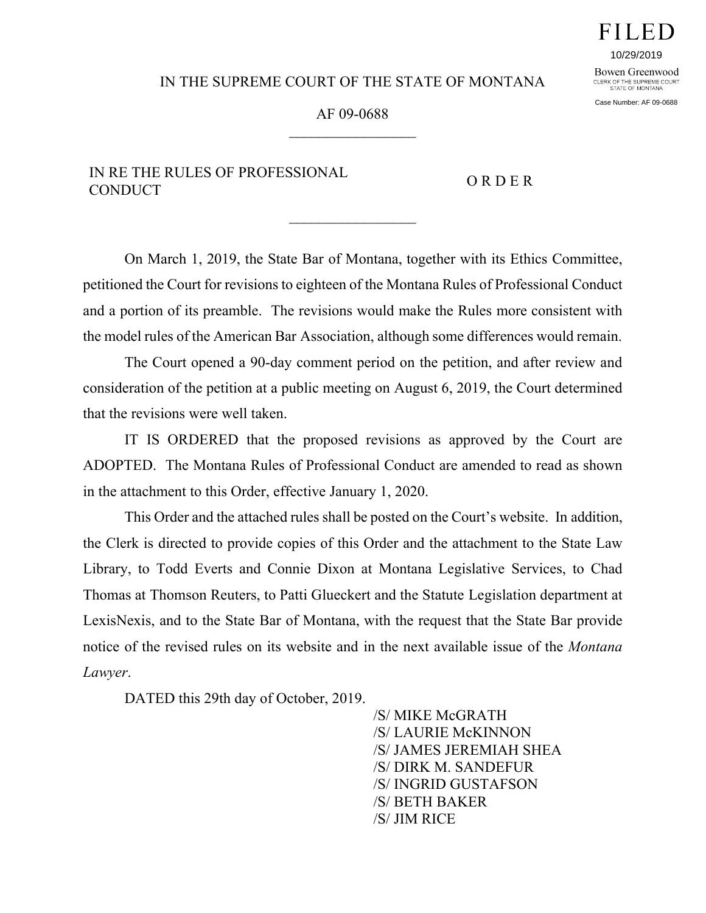FILED

10/29/2019

Bowen Greenwood
CLERK OF THE SUPREME COURT
STATE OF MONTANA

Case Number: AF 09-0688

IN THE SUPREME COURT OF THE STATE OF MONTANA

AF 09-0688

IN RE THE RULES OF PROFESSIONAL CONDUCT

O R D E R

On March 1, 2019, the State Bar of Montana, together with its Ethics Committee, petitioned the Court for revisions to eighteen of the Montana Rules of Professional Conduct and a portion of its preamble. The revisions would make the Rules more consistent with the model rules of the American Bar Association, although some differences would remain.

The Court opened a 90-day comment period on the petition, and after review and consideration of the petition at a public meeting on August 6, 2019, the Court determined that the revisions were well taken.

IT IS ORDERED that the proposed revisions as approved by the Court are ADOPTED. The Montana Rules of Professional Conduct are amended to read as shown in the attachment to this Order, effective January 1, 2020.

This Order and the attached rules shall be posted on the Court's website. In addition, the Clerk is directed to provide copies of this Order and the attachment to the State Law Library, to Todd Everts and Connie Dixon at Montana Legislative Services, to Chad Thomas at Thomson Reuters, to Patti Glueckert and the Statute Legislation department at LexisNexis, and to the State Bar of Montana, with the request that the State Bar provide notice of the revised rules on its website and in the next available issue of the *Montana Lawyer*.

DATED this 29th day of October, 2019.

/S/ MIKE McGRATH
/S/ LAURIE McKINNON
/S/ JAMES JEREMIAH SHEA
/S/ DIRK M. SANDEFUR
/S/ INGRID GUSTAFSON
/S/ BETH BAKER
/S/ JIM RICE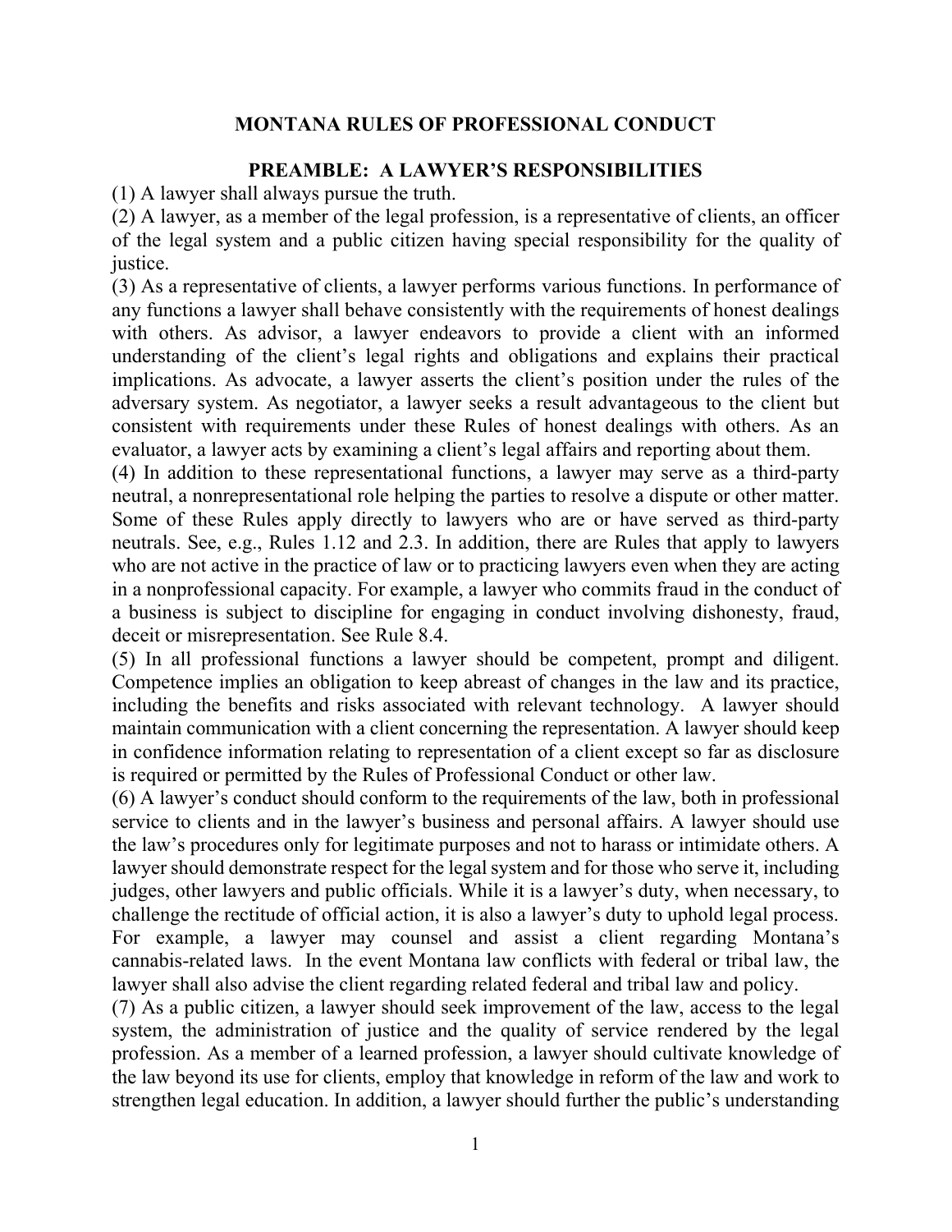# MONTANA RULES OF PROFESSIONAL CONDUCT

## PREAMBLE: A LAWYER'S RESPONSIBILITIES

(1) A lawyer shall always pursue the truth.

(2) A lawyer, as a member of the legal profession, is a representative of clients, an officer of the legal system and a public citizen having special responsibility for the quality of justice.

(3) As a representative of clients, a lawyer performs various functions. In performance of any functions a lawyer shall behave consistently with the requirements of honest dealings with others. As advisor, a lawyer endeavors to provide a client with an informed understanding of the client's legal rights and obligations and explains their practical implications. As advocate, a lawyer asserts the client's position under the rules of the adversary system. As negotiator, a lawyer seeks a result advantageous to the client but consistent with requirements under these Rules of honest dealings with others. As an evaluator, a lawyer acts by examining a client's legal affairs and reporting about them.

(4) In addition to these representational functions, a lawyer may serve as a third-party neutral, a nonrepresentational role helping the parties to resolve a dispute or other matter. Some of these Rules apply directly to lawyers who are or have served as third-party neutrals. See, e.g., Rules 1.12 and 2.3. In addition, there are Rules that apply to lawyers who are not active in the practice of law or to practicing lawyers even when they are acting in a nonprofessional capacity. For example, a lawyer who commits fraud in the conduct of a business is subject to discipline for engaging in conduct involving dishonesty, fraud, deceit or misrepresentation. See Rule 8.4.

(5) In all professional functions a lawyer should be competent, prompt and diligent. Competence implies an obligation to keep abreast of changes in the law and its practice, including the benefits and risks associated with relevant technology. A lawyer should maintain communication with a client concerning the representation. A lawyer should keep in confidence information relating to representation of a client except so far as disclosure is required or permitted by the Rules of Professional Conduct or other law.

(6) A lawyer's conduct should conform to the requirements of the law, both in professional service to clients and in the lawyer's business and personal affairs. A lawyer should use the law's procedures only for legitimate purposes and not to harass or intimidate others. A lawyer should demonstrate respect for the legal system and for those who serve it, including judges, other lawyers and public officials. While it is a lawyer's duty, when necessary, to challenge the rectitude of official action, it is also a lawyer's duty to uphold legal process. For example, a lawyer may counsel and assist a client regarding Montana's cannabis-related laws. In the event Montana law conflicts with federal or tribal law, the lawyer shall also advise the client regarding related federal and tribal law and policy.

(7) As a public citizen, a lawyer should seek improvement of the law, access to the legal system, the administration of justice and the quality of service rendered by the legal profession. As a member of a learned profession, a lawyer should cultivate knowledge of the law beyond its use for clients, employ that knowledge in reform of the law and work to strengthen legal education. In addition, a lawyer should further the public's understanding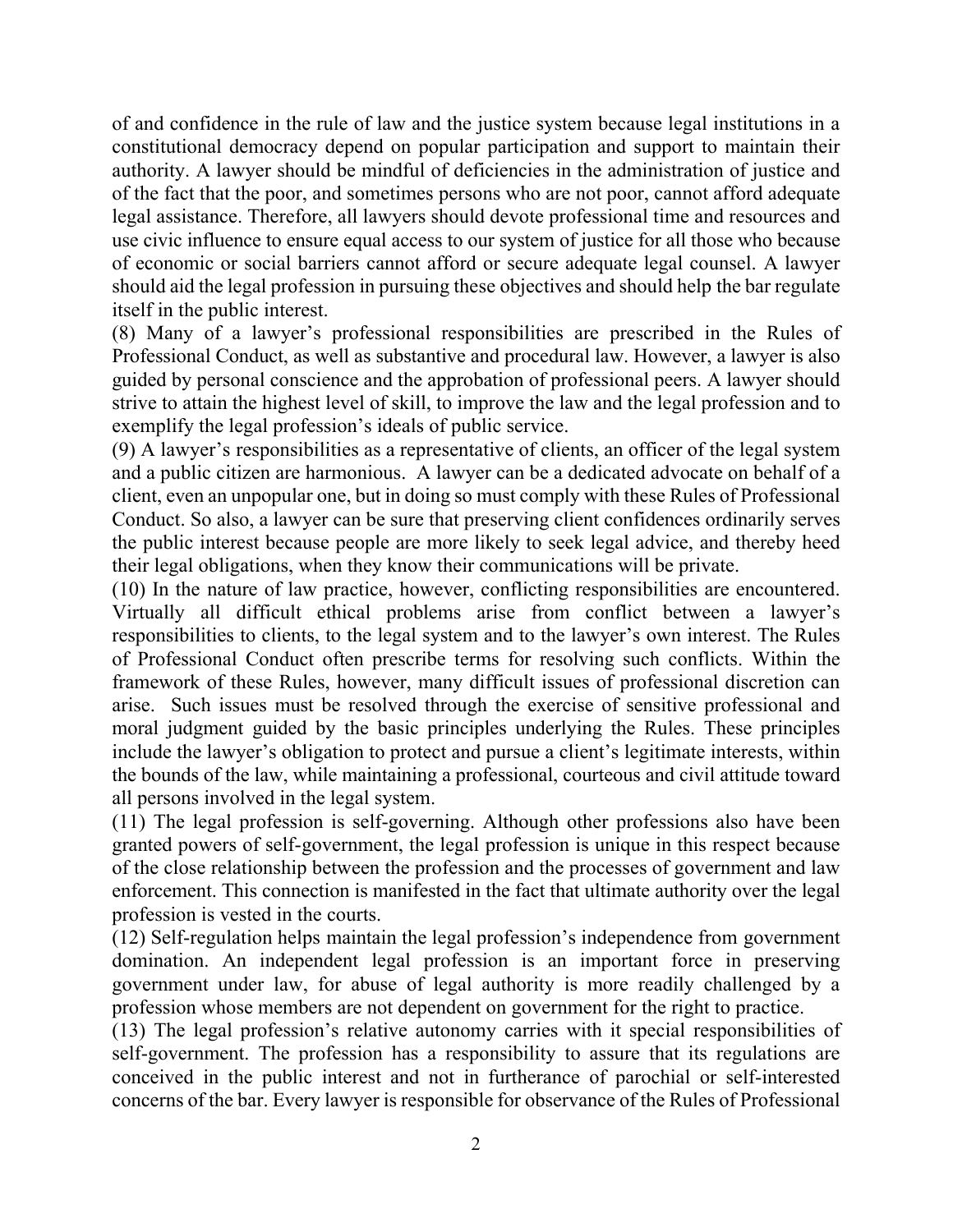of and confidence in the rule of law and the justice system because legal institutions in a constitutional democracy depend on popular participation and support to maintain their authority. A lawyer should be mindful of deficiencies in the administration of justice and of the fact that the poor, and sometimes persons who are not poor, cannot afford adequate legal assistance. Therefore, all lawyers should devote professional time and resources and use civic influence to ensure equal access to our system of justice for all those who because of economic or social barriers cannot afford or secure adequate legal counsel. A lawyer should aid the legal profession in pursuing these objectives and should help the bar regulate itself in the public interest.

(8) Many of a lawyer's professional responsibilities are prescribed in the Rules of Professional Conduct, as well as substantive and procedural law. However, a lawyer is also guided by personal conscience and the approbation of professional peers. A lawyer should strive to attain the highest level of skill, to improve the law and the legal profession and to exemplify the legal profession's ideals of public service.

(9) A lawyer's responsibilities as a representative of clients, an officer of the legal system and a public citizen are harmonious. A lawyer can be a dedicated advocate on behalf of a client, even an unpopular one, but in doing so must comply with these Rules of Professional Conduct. So also, a lawyer can be sure that preserving client confidences ordinarily serves the public interest because people are more likely to seek legal advice, and thereby heed their legal obligations, when they know their communications will be private.

(10) In the nature of law practice, however, conflicting responsibilities are encountered. Virtually all difficult ethical problems arise from conflict between a lawyer's responsibilities to clients, to the legal system and to the lawyer's own interest. The Rules of Professional Conduct often prescribe terms for resolving such conflicts. Within the framework of these Rules, however, many difficult issues of professional discretion can arise. Such issues must be resolved through the exercise of sensitive professional and moral judgment guided by the basic principles underlying the Rules. These principles include the lawyer's obligation to protect and pursue a client's legitimate interests, within the bounds of the law, while maintaining a professional, courteous and civil attitude toward all persons involved in the legal system.

(11) The legal profession is self-governing. Although other professions also have been granted powers of self-government, the legal profession is unique in this respect because of the close relationship between the profession and the processes of government and law enforcement. This connection is manifested in the fact that ultimate authority over the legal profession is vested in the courts.

(12) Self-regulation helps maintain the legal profession's independence from government domination. An independent legal profession is an important force in preserving government under law, for abuse of legal authority is more readily challenged by a profession whose members are not dependent on government for the right to practice.

(13) The legal profession's relative autonomy carries with it special responsibilities of self-government. The profession has a responsibility to assure that its regulations are conceived in the public interest and not in furtherance of parochial or self-interested concerns of the bar. Every lawyer is responsible for observance of the Rules of Professional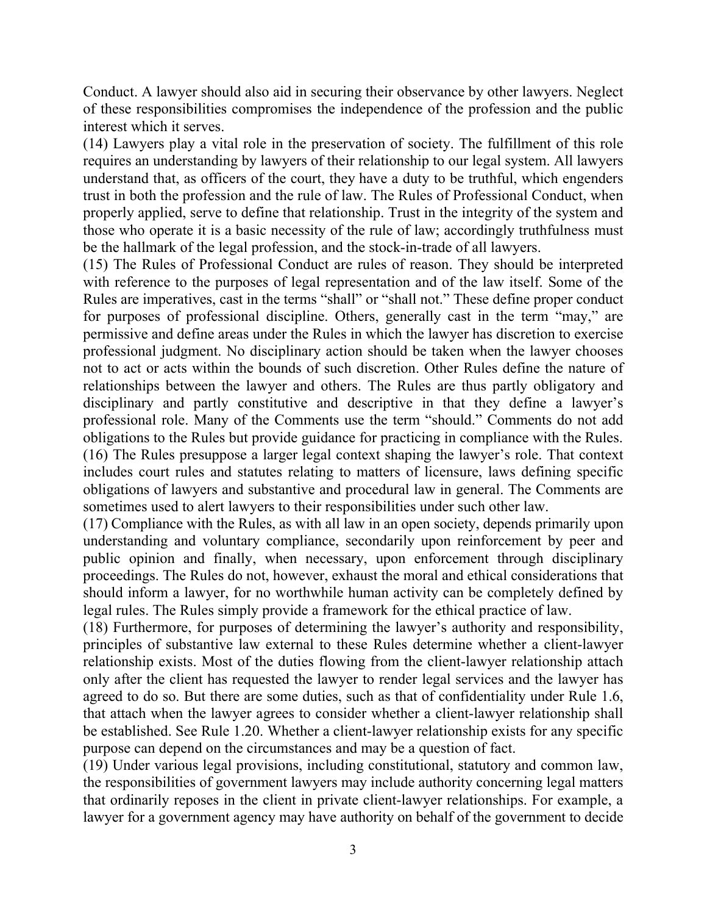Conduct. A lawyer should also aid in securing their observance by other lawyers. Neglect of these responsibilities compromises the independence of the profession and the public interest which it serves.

(14) Lawyers play a vital role in the preservation of society. The fulfillment of this role requires an understanding by lawyers of their relationship to our legal system. All lawyers understand that, as officers of the court, they have a duty to be truthful, which engenders trust in both the profession and the rule of law. The Rules of Professional Conduct, when properly applied, serve to define that relationship. Trust in the integrity of the system and those who operate it is a basic necessity of the rule of law; accordingly truthfulness must be the hallmark of the legal profession, and the stock-in-trade of all lawyers.

(15) The Rules of Professional Conduct are rules of reason. They should be interpreted with reference to the purposes of legal representation and of the law itself. Some of the Rules are imperatives, cast in the terms "shall" or "shall not." These define proper conduct for purposes of professional discipline. Others, generally cast in the term "may," are permissive and define areas under the Rules in which the lawyer has discretion to exercise professional judgment. No disciplinary action should be taken when the lawyer chooses not to act or acts within the bounds of such discretion. Other Rules define the nature of relationships between the lawyer and others. The Rules are thus partly obligatory and disciplinary and partly constitutive and descriptive in that they define a lawyer's professional role. Many of the Comments use the term "should." Comments do not add obligations to the Rules but provide guidance for practicing in compliance with the Rules.

(16) The Rules presuppose a larger legal context shaping the lawyer's role. That context includes court rules and statutes relating to matters of licensure, laws defining specific obligations of lawyers and substantive and procedural law in general. The Comments are sometimes used to alert lawyers to their responsibilities under such other law.

(17) Compliance with the Rules, as with all law in an open society, depends primarily upon understanding and voluntary compliance, secondarily upon reinforcement by peer and public opinion and finally, when necessary, upon enforcement through disciplinary proceedings. The Rules do not, however, exhaust the moral and ethical considerations that should inform a lawyer, for no worthwhile human activity can be completely defined by legal rules. The Rules simply provide a framework for the ethical practice of law.

(18) Furthermore, for purposes of determining the lawyer's authority and responsibility, principles of substantive law external to these Rules determine whether a client-lawyer relationship exists. Most of the duties flowing from the client-lawyer relationship attach only after the client has requested the lawyer to render legal services and the lawyer has agreed to do so. But there are some duties, such as that of confidentiality under Rule 1.6, that attach when the lawyer agrees to consider whether a client-lawyer relationship shall be established. See Rule 1.20. Whether a client-lawyer relationship exists for any specific purpose can depend on the circumstances and may be a question of fact.

(19) Under various legal provisions, including constitutional, statutory and common law, the responsibilities of government lawyers may include authority concerning legal matters that ordinarily reposes in the client in private client-lawyer relationships. For example, a lawyer for a government agency may have authority on behalf of the government to decide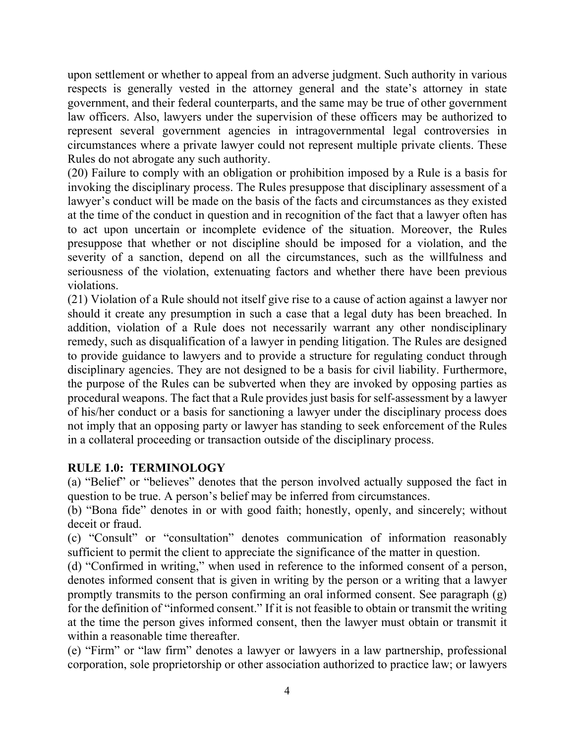upon settlement or whether to appeal from an adverse judgment. Such authority in various respects is generally vested in the attorney general and the state's attorney in state government, and their federal counterparts, and the same may be true of other government law officers. Also, lawyers under the supervision of these officers may be authorized to represent several government agencies in intragovernmental legal controversies in circumstances where a private lawyer could not represent multiple private clients. These Rules do not abrogate any such authority.

(20) Failure to comply with an obligation or prohibition imposed by a Rule is a basis for invoking the disciplinary process. The Rules presuppose that disciplinary assessment of a lawyer's conduct will be made on the basis of the facts and circumstances as they existed at the time of the conduct in question and in recognition of the fact that a lawyer often has to act upon uncertain or incomplete evidence of the situation. Moreover, the Rules presuppose that whether or not discipline should be imposed for a violation, and the severity of a sanction, depend on all the circumstances, such as the willfulness and seriousness of the violation, extenuating factors and whether there have been previous violations.

(21) Violation of a Rule should not itself give rise to a cause of action against a lawyer nor should it create any presumption in such a case that a legal duty has been breached. In addition, violation of a Rule does not necessarily warrant any other nondisciplinary remedy, such as disqualification of a lawyer in pending litigation. The Rules are designed to provide guidance to lawyers and to provide a structure for regulating conduct through disciplinary agencies. They are not designed to be a basis for civil liability. Furthermore, the purpose of the Rules can be subverted when they are invoked by opposing parties as procedural weapons. The fact that a Rule provides just basis for self-assessment by a lawyer of his/her conduct or a basis for sanctioning a lawyer under the disciplinary process does not imply that an opposing party or lawyer has standing to seek enforcement of the Rules in a collateral proceeding or transaction outside of the disciplinary process.

## RULE 1.0: TERMINOLOGY

(a) "Belief" or "believes" denotes that the person involved actually supposed the fact in question to be true. A person's belief may be inferred from circumstances.

(b) "Bona fide" denotes in or with good faith; honestly, openly, and sincerely; without deceit or fraud.

(c) "Consult" or "consultation" denotes communication of information reasonably sufficient to permit the client to appreciate the significance of the matter in question.

(d) "Confirmed in writing," when used in reference to the informed consent of a person, denotes informed consent that is given in writing by the person or a writing that a lawyer promptly transmits to the person confirming an oral informed consent. See paragraph (g) for the definition of "informed consent." If it is not feasible to obtain or transmit the writing at the time the person gives informed consent, then the lawyer must obtain or transmit it within a reasonable time thereafter.

(e) "Firm" or "law firm" denotes a lawyer or lawyers in a law partnership, professional corporation, sole proprietorship or other association authorized to practice law; or lawyers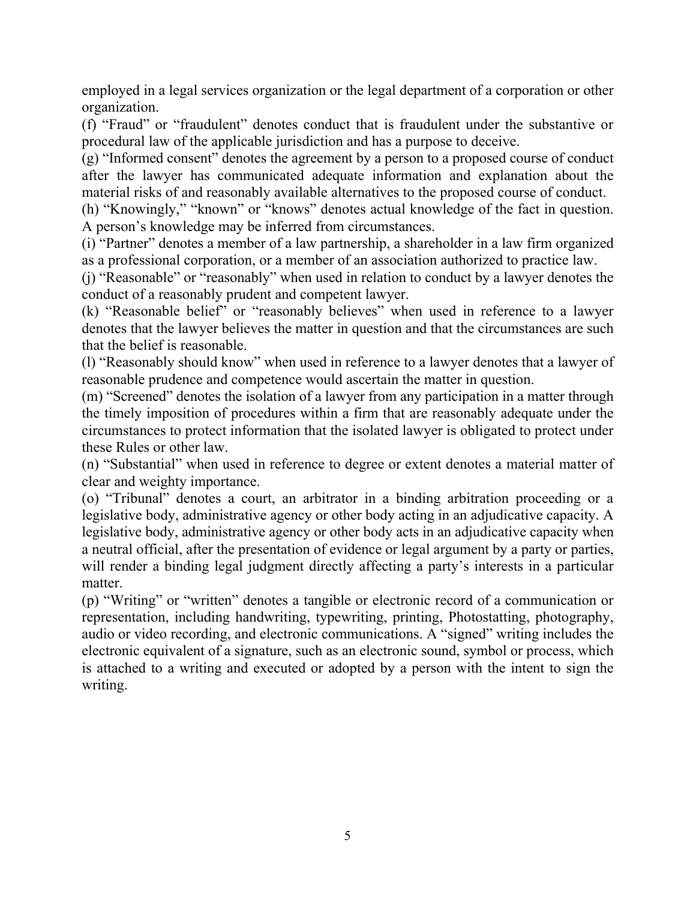employed in a legal services organization or the legal department of a corporation or other organization.

(f) “Fraud” or “fraudulent” denotes conduct that is fraudulent under the substantive or procedural law of the applicable jurisdiction and has a purpose to deceive.

(g) “Informed consent” denotes the agreement by a person to a proposed course of conduct after the lawyer has communicated adequate information and explanation about the material risks of and reasonably available alternatives to the proposed course of conduct.

(h) “Knowingly,” “known” or “knows” denotes actual knowledge of the fact in question. A person’s knowledge may be inferred from circumstances.

(i) “Partner” denotes a member of a law partnership, a shareholder in a law firm organized as a professional corporation, or a member of an association authorized to practice law.

(j) “Reasonable” or “reasonably” when used in relation to conduct by a lawyer denotes the conduct of a reasonably prudent and competent lawyer.

(k) “Reasonable belief” or “reasonably believes” when used in reference to a lawyer denotes that the lawyer believes the matter in question and that the circumstances are such that the belief is reasonable.

(l) “Reasonably should know” when used in reference to a lawyer denotes that a lawyer of reasonable prudence and competence would ascertain the matter in question.

(m) “Screened” denotes the isolation of a lawyer from any participation in a matter through the timely imposition of procedures within a firm that are reasonably adequate under the circumstances to protect information that the isolated lawyer is obligated to protect under these Rules or other law.

(n) “Substantial” when used in reference to degree or extent denotes a material matter of clear and weighty importance.

(o) “Tribunal” denotes a court, an arbitrator in a binding arbitration proceeding or a legislative body, administrative agency or other body acting in an adjudicative capacity. A legislative body, administrative agency or other body acts in an adjudicative capacity when a neutral official, after the presentation of evidence or legal argument by a party or parties, will render a binding legal judgment directly affecting a party’s interests in a particular matter.

(p) “Writing” or “written” denotes a tangible or electronic record of a communication or representation, including handwriting, typewriting, printing, Photostatting, photography, audio or video recording, and electronic communications. A “signed” writing includes the electronic equivalent of a signature, such as an electronic sound, symbol or process, which is attached to a writing and executed or adopted by a person with the intent to sign the writing.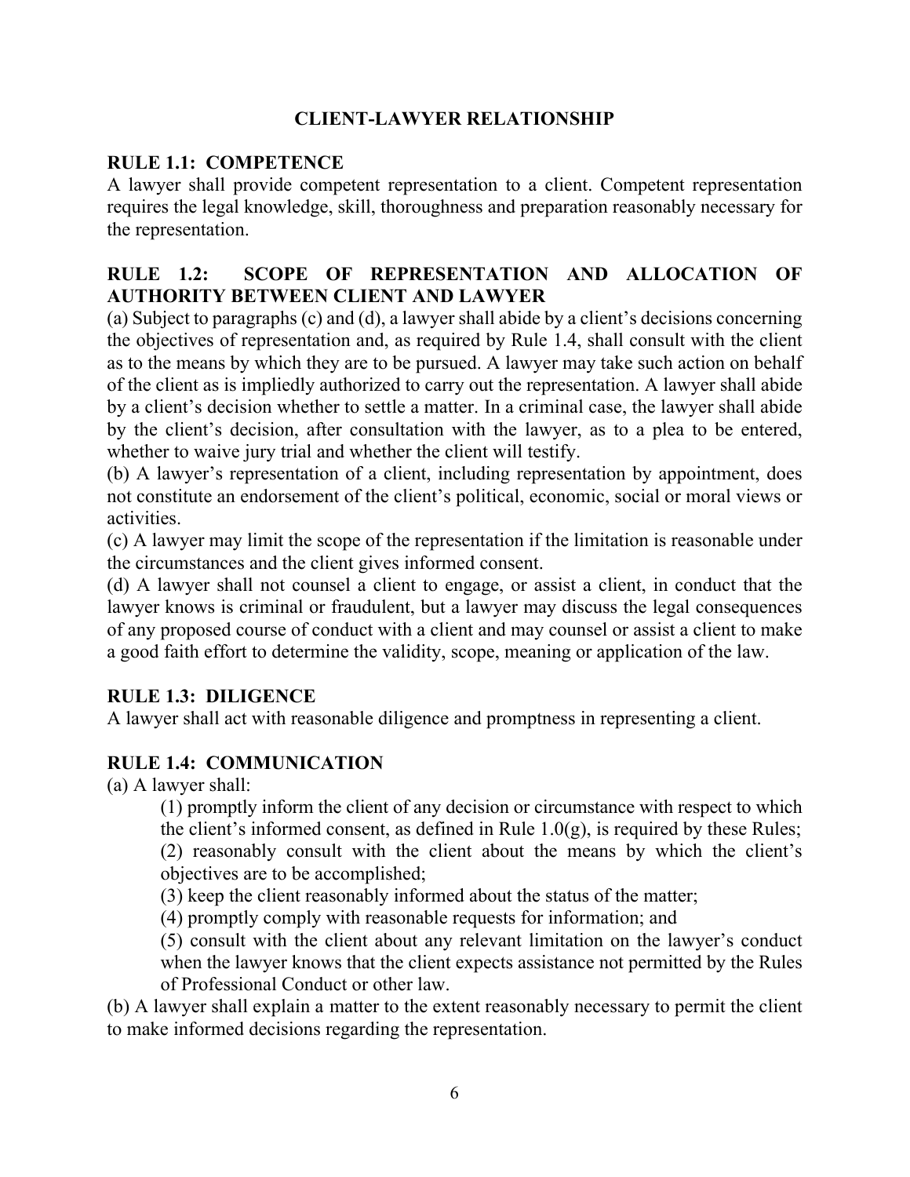## CLIENT-LAWYER RELATIONSHIP

### RULE 1.1: COMPETENCE

A lawyer shall provide competent representation to a client. Competent representation requires the legal knowledge, skill, thoroughness and preparation reasonably necessary for the representation.

### RULE 1.2: SCOPE OF REPRESENTATION AND ALLOCATION OF AUTHORITY BETWEEN CLIENT AND LAWYER

(a) Subject to paragraphs (c) and (d), a lawyer shall abide by a client's decisions concerning the objectives of representation and, as required by Rule 1.4, shall consult with the client as to the means by which they are to be pursued. A lawyer may take such action on behalf of the client as is impliedly authorized to carry out the representation. A lawyer shall abide by a client's decision whether to settle a matter. In a criminal case, the lawyer shall abide by the client's decision, after consultation with the lawyer, as to a plea to be entered, whether to waive jury trial and whether the client will testify.

(b) A lawyer's representation of a client, including representation by appointment, does not constitute an endorsement of the client's political, economic, social or moral views or activities.

(c) A lawyer may limit the scope of the representation if the limitation is reasonable under the circumstances and the client gives informed consent.

(d) A lawyer shall not counsel a client to engage, or assist a client, in conduct that the lawyer knows is criminal or fraudulent, but a lawyer may discuss the legal consequences of any proposed course of conduct with a client and may counsel or assist a client to make a good faith effort to determine the validity, scope, meaning or application of the law.

### RULE 1.3: DILIGENCE

A lawyer shall act with reasonable diligence and promptness in representing a client.

### RULE 1.4: COMMUNICATION

(a) A lawyer shall:

> (1) promptly inform the client of any decision or circumstance with respect to which the client's informed consent, as defined in Rule 1.0(g), is required by these Rules;
>
> (2) reasonably consult with the client about the means by which the client's objectives are to be accomplished;
>
> (3) keep the client reasonably informed about the status of the matter;
>
> (4) promptly comply with reasonable requests for information; and
>
> (5) consult with the client about any relevant limitation on the lawyer's conduct when the lawyer knows that the client expects assistance not permitted by the Rules of Professional Conduct or other law.

(b) A lawyer shall explain a matter to the extent reasonably necessary to permit the client to make informed decisions regarding the representation.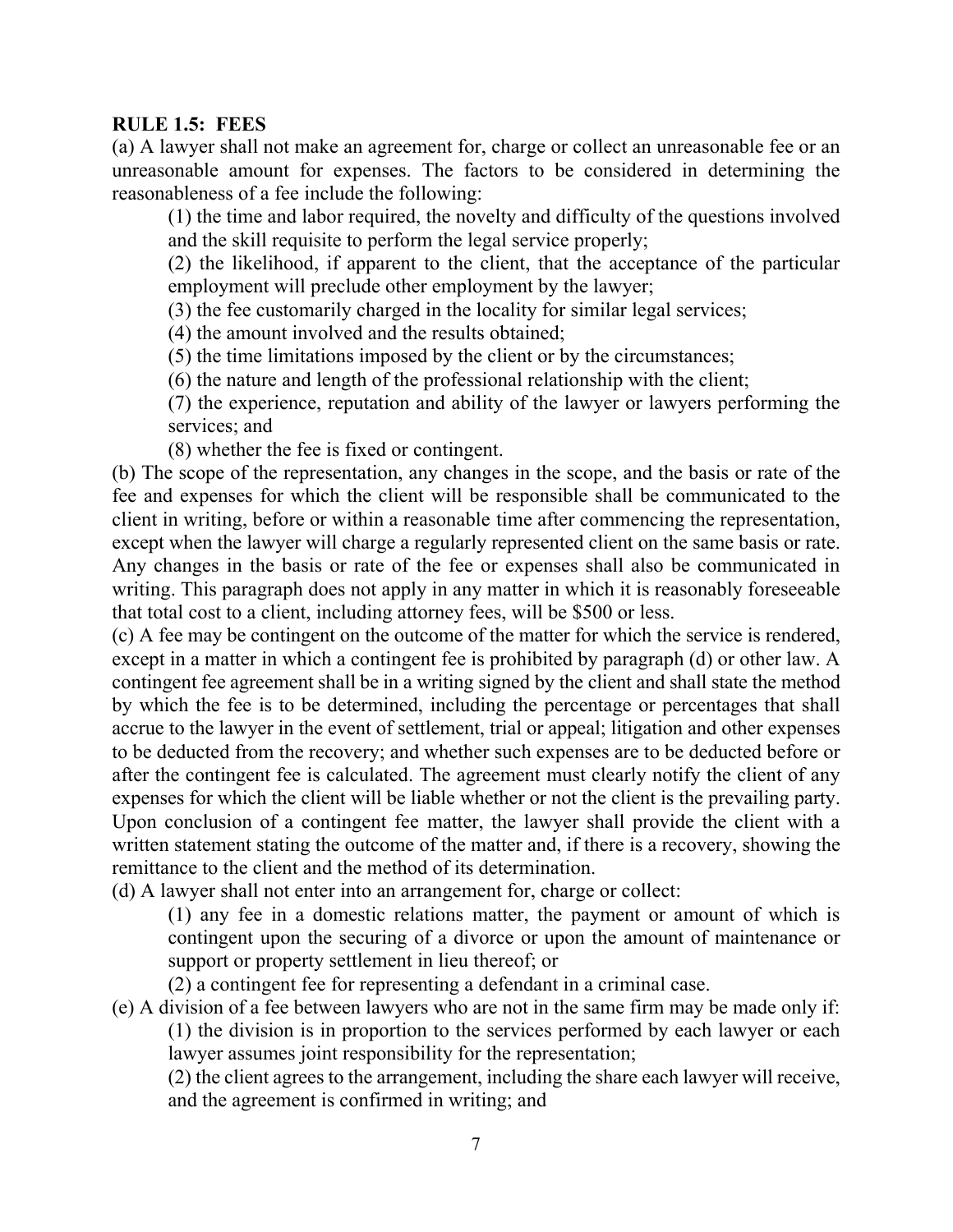**RULE 1.5: FEES**

(a) A lawyer shall not make an agreement for, charge or collect an unreasonable fee or an unreasonable amount for expenses. The factors to be considered in determining the reasonableness of a fee include the following:

(1) the time and labor required, the novelty and difficulty of the questions involved and the skill requisite to perform the legal service properly;

(2) the likelihood, if apparent to the client, that the acceptance of the particular employment will preclude other employment by the lawyer;

(3) the fee customarily charged in the locality for similar legal services;

(4) the amount involved and the results obtained;

(5) the time limitations imposed by the client or by the circumstances;

(6) the nature and length of the professional relationship with the client;

(7) the experience, reputation and ability of the lawyer or lawyers performing the services; and

(8) whether the fee is fixed or contingent.

(b) The scope of the representation, any changes in the scope, and the basis or rate of the fee and expenses for which the client will be responsible shall be communicated to the client in writing, before or within a reasonable time after commencing the representation, except when the lawyer will charge a regularly represented client on the same basis or rate. Any changes in the basis or rate of the fee or expenses shall also be communicated in writing. This paragraph does not apply in any matter in which it is reasonably foreseeable that total cost to a client, including attorney fees, will be $500 or less.

(c) A fee may be contingent on the outcome of the matter for which the service is rendered, except in a matter in which a contingent fee is prohibited by paragraph (d) or other law. A contingent fee agreement shall be in a writing signed by the client and shall state the method by which the fee is to be determined, including the percentage or percentages that shall accrue to the lawyer in the event of settlement, trial or appeal; litigation and other expenses to be deducted from the recovery; and whether such expenses are to be deducted before or after the contingent fee is calculated. The agreement must clearly notify the client of any expenses for which the client will be liable whether or not the client is the prevailing party. Upon conclusion of a contingent fee matter, the lawyer shall provide the client with a written statement stating the outcome of the matter and, if there is a recovery, showing the remittance to the client and the method of its determination.

(d) A lawyer shall not enter into an arrangement for, charge or collect:

(1) any fee in a domestic relations matter, the payment or amount of which is contingent upon the securing of a divorce or upon the amount of maintenance or support or property settlement in lieu thereof; or

(2) a contingent fee for representing a defendant in a criminal case.

(e) A division of a fee between lawyers who are not in the same firm may be made only if:

(1) the division is in proportion to the services performed by each lawyer or each lawyer assumes joint responsibility for the representation;

(2) the client agrees to the arrangement, including the share each lawyer will receive, and the agreement is confirmed in writing; and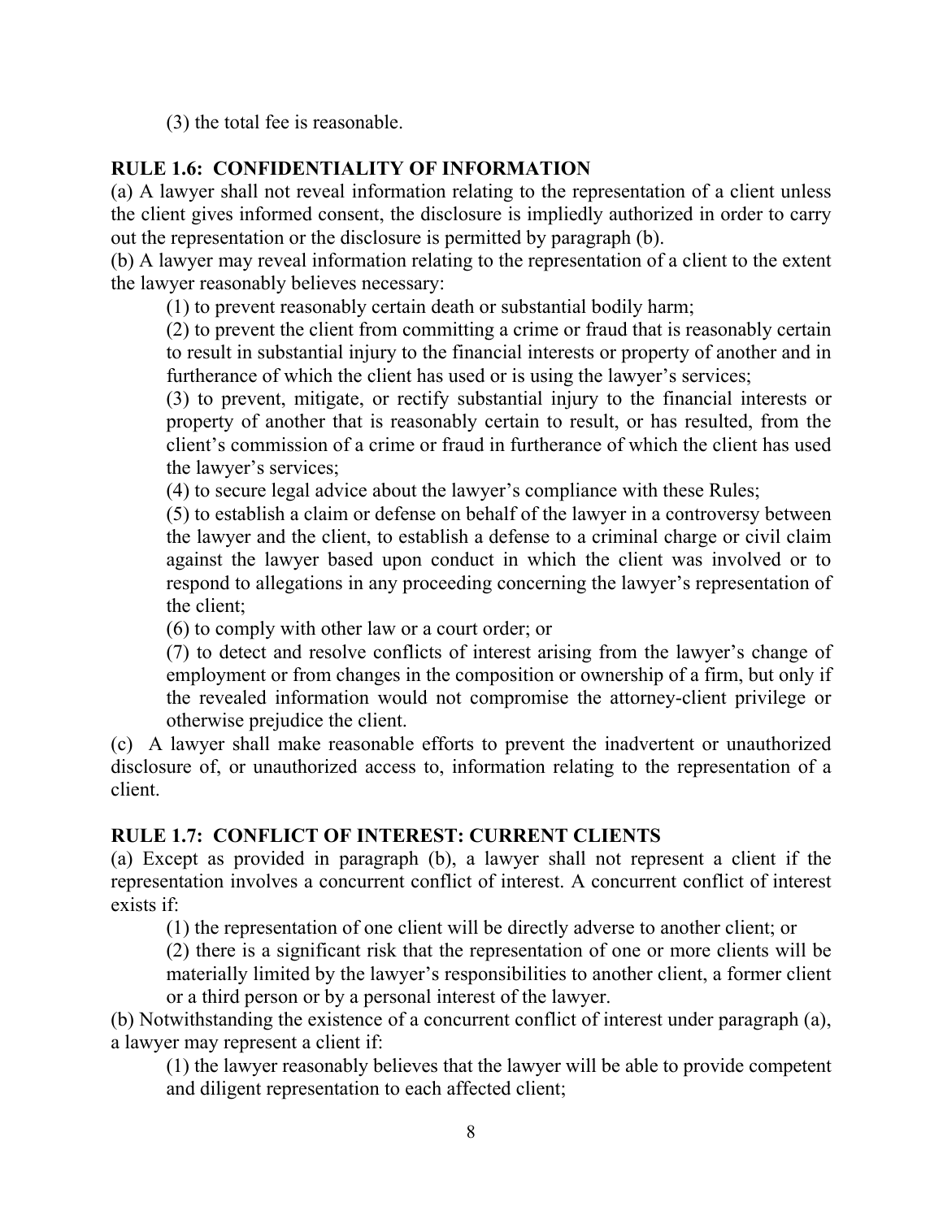(3) the total fee is reasonable.

**RULE 1.6: CONFIDENTIALITY OF INFORMATION**

(a) A lawyer shall not reveal information relating to the representation of a client unless the client gives informed consent, the disclosure is impliedly authorized in order to carry out the representation or the disclosure is permitted by paragraph (b).

(b) A lawyer may reveal information relating to the representation of a client to the extent the lawyer reasonably believes necessary:

(1) to prevent reasonably certain death or substantial bodily harm;

(2) to prevent the client from committing a crime or fraud that is reasonably certain to result in substantial injury to the financial interests or property of another and in furtherance of which the client has used or is using the lawyer's services;

(3) to prevent, mitigate, or rectify substantial injury to the financial interests or property of another that is reasonably certain to result, or has resulted, from the client's commission of a crime or fraud in furtherance of which the client has used the lawyer's services;

(4) to secure legal advice about the lawyer's compliance with these Rules;

(5) to establish a claim or defense on behalf of the lawyer in a controversy between the lawyer and the client, to establish a defense to a criminal charge or civil claim against the lawyer based upon conduct in which the client was involved or to respond to allegations in any proceeding concerning the lawyer's representation of the client;

(6) to comply with other law or a court order; or

(7) to detect and resolve conflicts of interest arising from the lawyer's change of employment or from changes in the composition or ownership of a firm, but only if the revealed information would not compromise the attorney-client privilege or otherwise prejudice the client.

(c) A lawyer shall make reasonable efforts to prevent the inadvertent or unauthorized disclosure of, or unauthorized access to, information relating to the representation of a client.

**RULE 1.7: CONFLICT OF INTEREST: CURRENT CLIENTS**

(a) Except as provided in paragraph (b), a lawyer shall not represent a client if the representation involves a concurrent conflict of interest. A concurrent conflict of interest exists if:

(1) the representation of one client will be directly adverse to another client; or

(2) there is a significant risk that the representation of one or more clients will be materially limited by the lawyer's responsibilities to another client, a former client or a third person or by a personal interest of the lawyer.

(b) Notwithstanding the existence of a concurrent conflict of interest under paragraph (a), a lawyer may represent a client if:

(1) the lawyer reasonably believes that the lawyer will be able to provide competent and diligent representation to each affected client;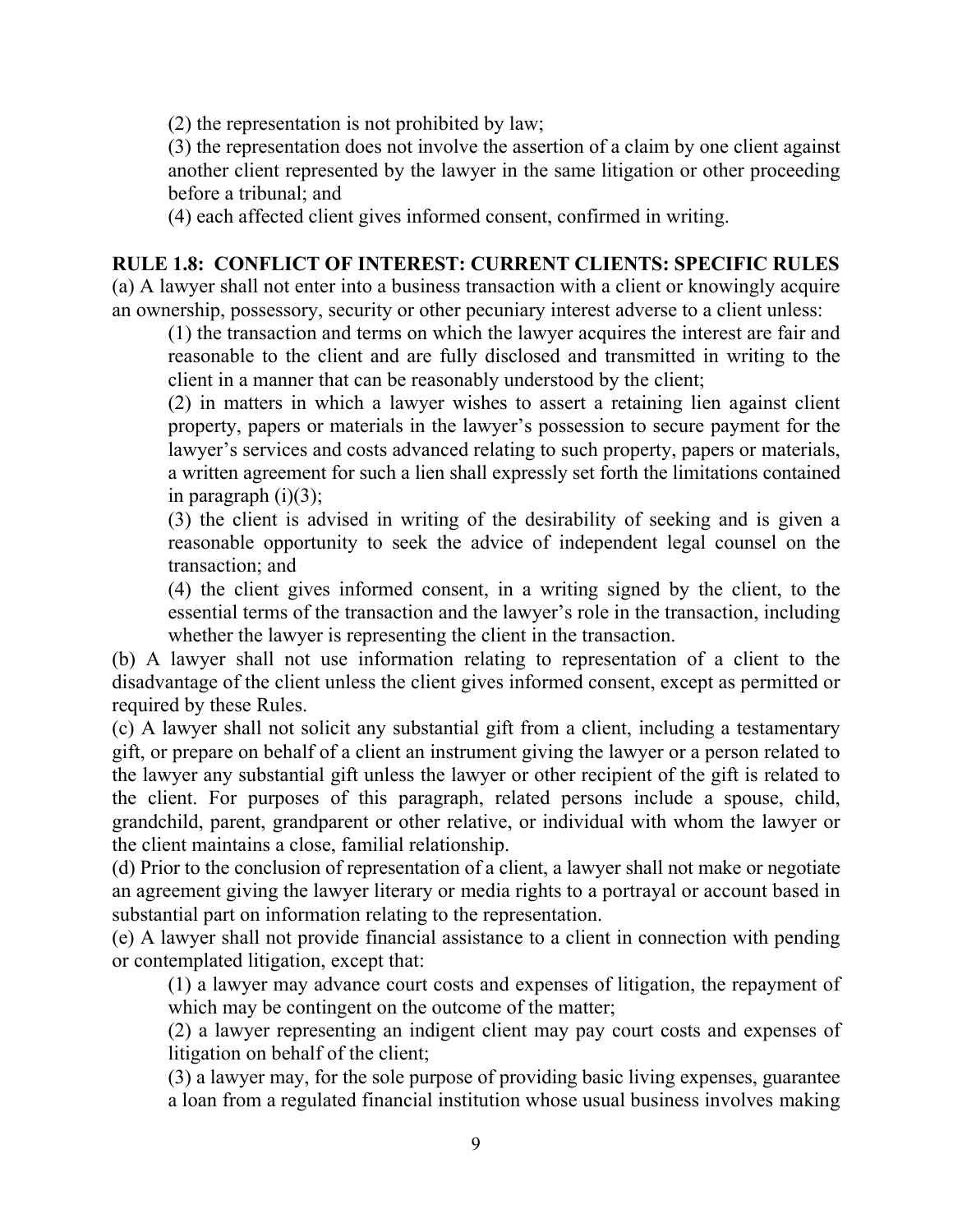(2) the representation is not prohibited by law;

(3) the representation does not involve the assertion of a claim by one client against another client represented by the lawyer in the same litigation or other proceeding before a tribunal; and

(4) each affected client gives informed consent, confirmed in writing.

## RULE 1.8: CONFLICT OF INTEREST: CURRENT CLIENTS: SPECIFIC RULES

(a) A lawyer shall not enter into a business transaction with a client or knowingly acquire an ownership, possessory, security or other pecuniary interest adverse to a client unless:

(1) the transaction and terms on which the lawyer acquires the interest are fair and reasonable to the client and are fully disclosed and transmitted in writing to the client in a manner that can be reasonably understood by the client;

(2) in matters in which a lawyer wishes to assert a retaining lien against client property, papers or materials in the lawyer's possession to secure payment for the lawyer's services and costs advanced relating to such property, papers or materials, a written agreement for such a lien shall expressly set forth the limitations contained in paragraph (i)(3);

(3) the client is advised in writing of the desirability of seeking and is given a reasonable opportunity to seek the advice of independent legal counsel on the transaction; and

(4) the client gives informed consent, in a writing signed by the client, to the essential terms of the transaction and the lawyer's role in the transaction, including whether the lawyer is representing the client in the transaction.

(b) A lawyer shall not use information relating to representation of a client to the disadvantage of the client unless the client gives informed consent, except as permitted or required by these Rules.

(c) A lawyer shall not solicit any substantial gift from a client, including a testamentary gift, or prepare on behalf of a client an instrument giving the lawyer or a person related to the lawyer any substantial gift unless the lawyer or other recipient of the gift is related to the client. For purposes of this paragraph, related persons include a spouse, child, grandchild, parent, grandparent or other relative, or individual with whom the lawyer or the client maintains a close, familial relationship.

(d) Prior to the conclusion of representation of a client, a lawyer shall not make or negotiate an agreement giving the lawyer literary or media rights to a portrayal or account based in substantial part on information relating to the representation.

(e) A lawyer shall not provide financial assistance to a client in connection with pending or contemplated litigation, except that:

(1) a lawyer may advance court costs and expenses of litigation, the repayment of which may be contingent on the outcome of the matter;

(2) a lawyer representing an indigent client may pay court costs and expenses of litigation on behalf of the client;

(3) a lawyer may, for the sole purpose of providing basic living expenses, guarantee a loan from a regulated financial institution whose usual business involves making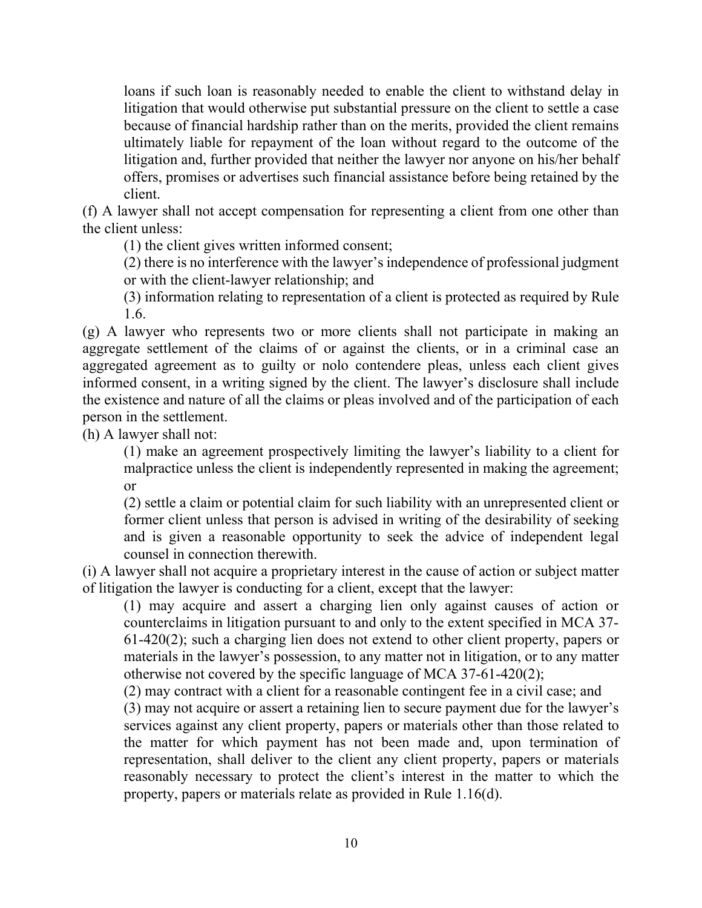loans if such loan is reasonably needed to enable the client to withstand delay in litigation that would otherwise put substantial pressure on the client to settle a case because of financial hardship rather than on the merits, provided the client remains ultimately liable for repayment of the loan without regard to the outcome of the litigation and, further provided that neither the lawyer nor anyone on his/her behalf offers, promises or advertises such financial assistance before being retained by the client.

(f) A lawyer shall not accept compensation for representing a client from one other than the client unless:

(1) the client gives written informed consent;

(2) there is no interference with the lawyer's independence of professional judgment or with the client-lawyer relationship; and

(3) information relating to representation of a client is protected as required by Rule 1.6.

(g) A lawyer who represents two or more clients shall not participate in making an aggregate settlement of the claims of or against the clients, or in a criminal case an aggregated agreement as to guilty or nolo contendere pleas, unless each client gives informed consent, in a writing signed by the client. The lawyer's disclosure shall include the existence and nature of all the claims or pleas involved and of the participation of each person in the settlement.

(h) A lawyer shall not:

(1) make an agreement prospectively limiting the lawyer's liability to a client for malpractice unless the client is independently represented in making the agreement; or

(2) settle a claim or potential claim for such liability with an unrepresented client or former client unless that person is advised in writing of the desirability of seeking and is given a reasonable opportunity to seek the advice of independent legal counsel in connection therewith.

(i) A lawyer shall not acquire a proprietary interest in the cause of action or subject matter of litigation the lawyer is conducting for a client, except that the lawyer:

(1) may acquire and assert a charging lien only against causes of action or counterclaims in litigation pursuant to and only to the extent specified in MCA 37-61-420(2); such a charging lien does not extend to other client property, papers or materials in the lawyer's possession, to any matter not in litigation, or to any matter otherwise not covered by the specific language of MCA 37-61-420(2);

(2) may contract with a client for a reasonable contingent fee in a civil case; and

(3) may not acquire or assert a retaining lien to secure payment due for the lawyer's services against any client property, papers or materials other than those related to the matter for which payment has not been made and, upon termination of representation, shall deliver to the client any client property, papers or materials reasonably necessary to protect the client's interest in the matter to which the property, papers or materials relate as provided in Rule 1.16(d).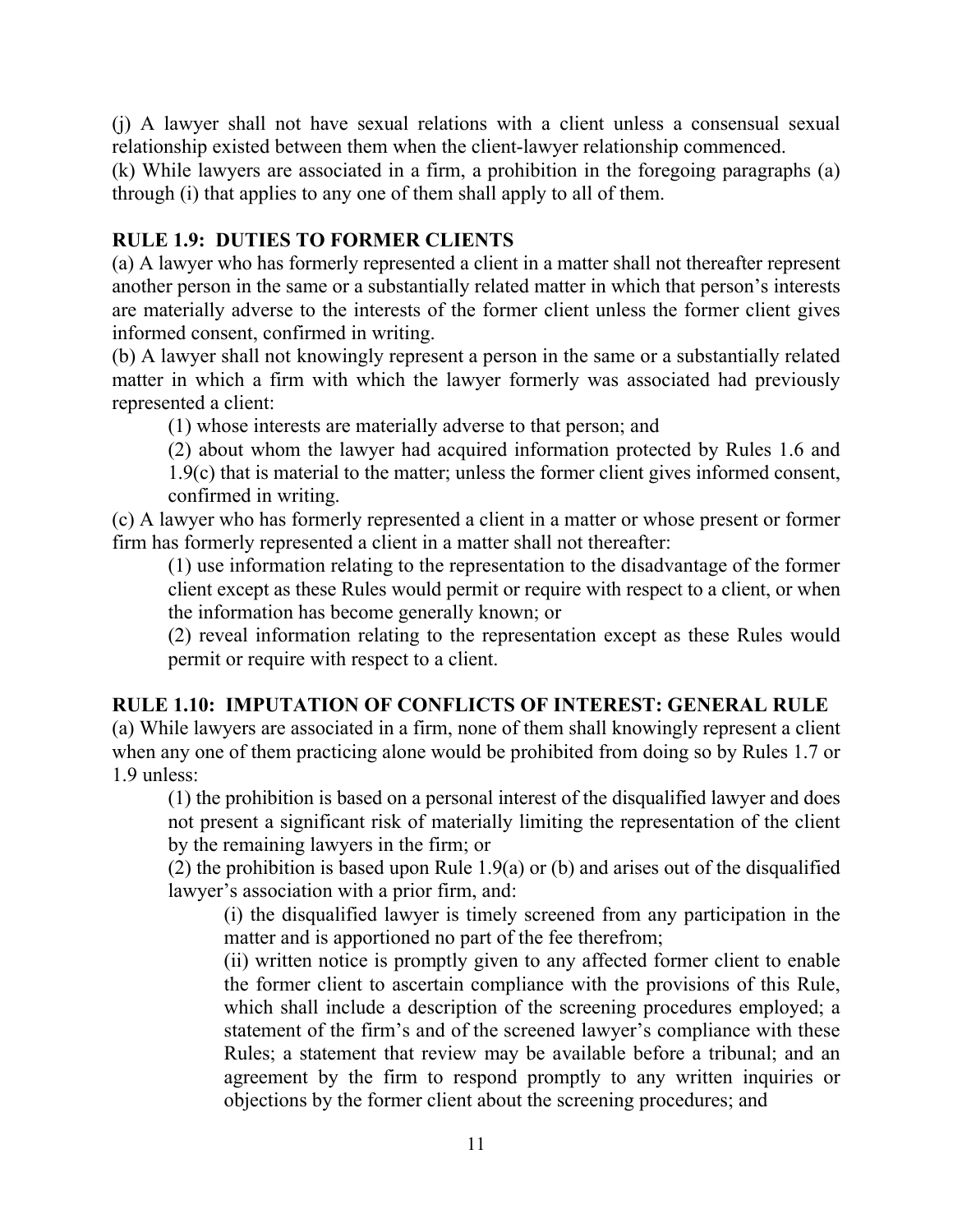(j) A lawyer shall not have sexual relations with a client unless a consensual sexual relationship existed between them when the client-lawyer relationship commenced.

(k) While lawyers are associated in a firm, a prohibition in the foregoing paragraphs (a) through (i) that applies to any one of them shall apply to all of them.

## RULE 1.9: DUTIES TO FORMER CLIENTS

(a) A lawyer who has formerly represented a client in a matter shall not thereafter represent another person in the same or a substantially related matter in which that person's interests are materially adverse to the interests of the former client unless the former client gives informed consent, confirmed in writing.

(b) A lawyer shall not knowingly represent a person in the same or a substantially related matter in which a firm with which the lawyer formerly was associated had previously represented a client:

> (1) whose interests are materially adverse to that person; and
>
> (2) about whom the lawyer had acquired information protected by Rules 1.6 and 1.9(c) that is material to the matter; unless the former client gives informed consent, confirmed in writing.

(c) A lawyer who has formerly represented a client in a matter or whose present or former firm has formerly represented a client in a matter shall not thereafter:

> (1) use information relating to the representation to the disadvantage of the former client except as these Rules would permit or require with respect to a client, or when the information has become generally known; or
>
> (2) reveal information relating to the representation except as these Rules would permit or require with respect to a client.

## RULE 1.10: IMPUTATION OF CONFLICTS OF INTEREST: GENERAL RULE

(a) While lawyers are associated in a firm, none of them shall knowingly represent a client when any one of them practicing alone would be prohibited from doing so by Rules 1.7 or 1.9 unless:

> (1) the prohibition is based on a personal interest of the disqualified lawyer and does not present a significant risk of materially limiting the representation of the client by the remaining lawyers in the firm; or
>
> (2) the prohibition is based upon Rule 1.9(a) or (b) and arises out of the disqualified lawyer's association with a prior firm, and:
>
> > (i) the disqualified lawyer is timely screened from any participation in the matter and is apportioned no part of the fee therefrom;
> >
> > (ii) written notice is promptly given to any affected former client to enable the former client to ascertain compliance with the provisions of this Rule, which shall include a description of the screening procedures employed; a statement of the firm's and of the screened lawyer's compliance with these Rules; a statement that review may be available before a tribunal; and an agreement by the firm to respond promptly to any written inquiries or objections by the former client about the screening procedures; and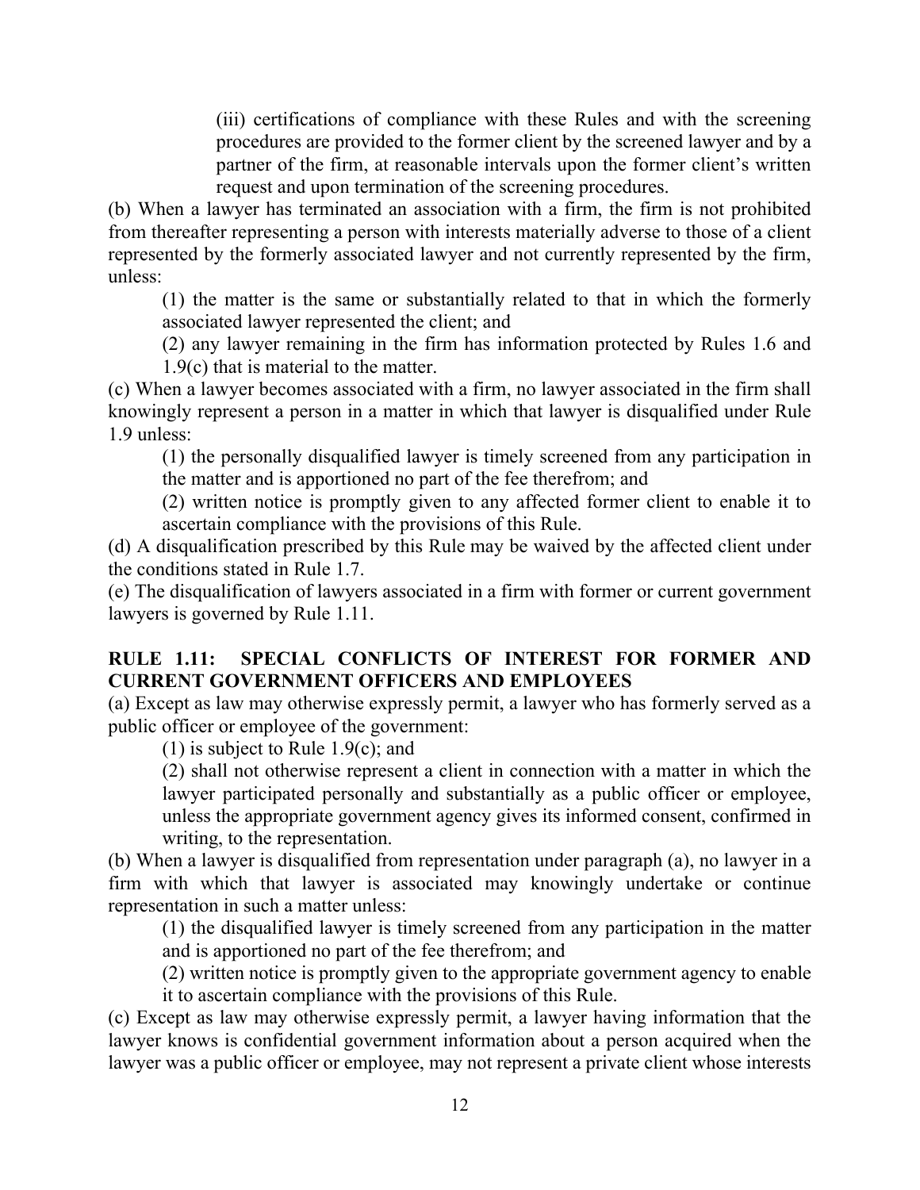(iii) certifications of compliance with these Rules and with the screening procedures are provided to the former client by the screened lawyer and by a partner of the firm, at reasonable intervals upon the former client's written request and upon termination of the screening procedures.

(b) When a lawyer has terminated an association with a firm, the firm is not prohibited from thereafter representing a person with interests materially adverse to those of a client represented by the formerly associated lawyer and not currently represented by the firm, unless:

(1) the matter is the same or substantially related to that in which the formerly associated lawyer represented the client; and

(2) any lawyer remaining in the firm has information protected by Rules 1.6 and 1.9(c) that is material to the matter.

(c) When a lawyer becomes associated with a firm, no lawyer associated in the firm shall knowingly represent a person in a matter in which that lawyer is disqualified under Rule 1.9 unless:

(1) the personally disqualified lawyer is timely screened from any participation in the matter and is apportioned no part of the fee therefrom; and

(2) written notice is promptly given to any affected former client to enable it to ascertain compliance with the provisions of this Rule.

(d) A disqualification prescribed by this Rule may be waived by the affected client under the conditions stated in Rule 1.7.

(e) The disqualification of lawyers associated in a firm with former or current government lawyers is governed by Rule 1.11.

## RULE 1.11: SPECIAL CONFLICTS OF INTEREST FOR FORMER AND CURRENT GOVERNMENT OFFICERS AND EMPLOYEES

(a) Except as law may otherwise expressly permit, a lawyer who has formerly served as a public officer or employee of the government:

(1) is subject to Rule 1.9(c); and

(2) shall not otherwise represent a client in connection with a matter in which the lawyer participated personally and substantially as a public officer or employee, unless the appropriate government agency gives its informed consent, confirmed in writing, to the representation.

(b) When a lawyer is disqualified from representation under paragraph (a), no lawyer in a firm with which that lawyer is associated may knowingly undertake or continue representation in such a matter unless:

(1) the disqualified lawyer is timely screened from any participation in the matter and is apportioned no part of the fee therefrom; and

(2) written notice is promptly given to the appropriate government agency to enable it to ascertain compliance with the provisions of this Rule.

(c) Except as law may otherwise expressly permit, a lawyer having information that the lawyer knows is confidential government information about a person acquired when the lawyer was a public officer or employee, may not represent a private client whose interests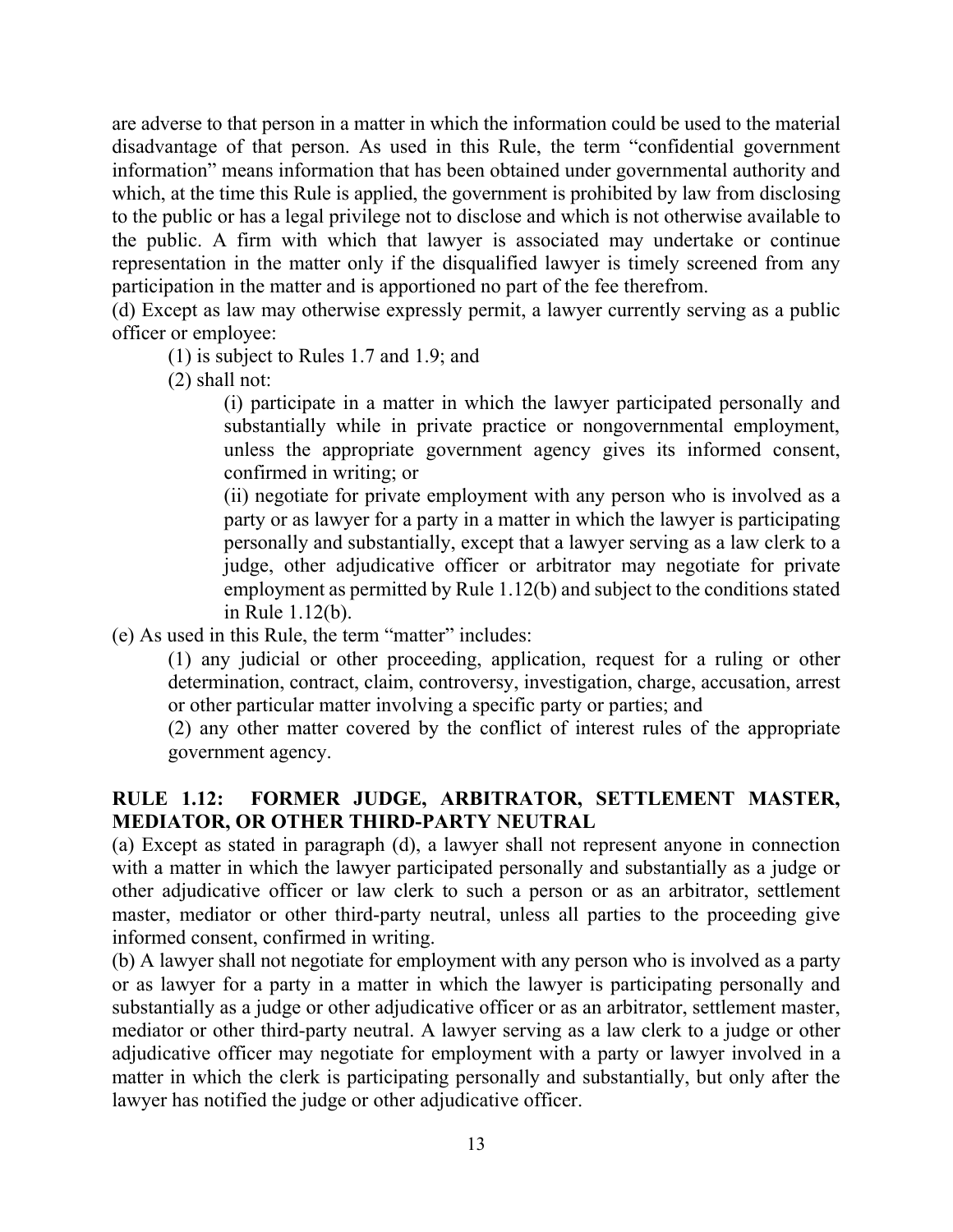are adverse to that person in a matter in which the information could be used to the material disadvantage of that person. As used in this Rule, the term "confidential government information" means information that has been obtained under governmental authority and which, at the time this Rule is applied, the government is prohibited by law from disclosing to the public or has a legal privilege not to disclose and which is not otherwise available to the public. A firm with which that lawyer is associated may undertake or continue representation in the matter only if the disqualified lawyer is timely screened from any participation in the matter and is apportioned no part of the fee therefrom.

(d) Except as law may otherwise expressly permit, a lawyer currently serving as a public officer or employee:

> (1) is subject to Rules 1.7 and 1.9; and
>
> (2) shall not:
>
> > (i) participate in a matter in which the lawyer participated personally and substantially while in private practice or nongovernmental employment, unless the appropriate government agency gives its informed consent, confirmed in writing; or
> >
> > (ii) negotiate for private employment with any person who is involved as a party or as lawyer for a party in a matter in which the lawyer is participating personally and substantially, except that a lawyer serving as a law clerk to a judge, other adjudicative officer or arbitrator may negotiate for private employment as permitted by Rule 1.12(b) and subject to the conditions stated in Rule 1.12(b).

(e) As used in this Rule, the term "matter" includes:

> (1) any judicial or other proceeding, application, request for a ruling or other determination, contract, claim, controversy, investigation, charge, accusation, arrest or other particular matter involving a specific party or parties; and
>
> (2) any other matter covered by the conflict of interest rules of the appropriate government agency.

**RULE 1.12: FORMER JUDGE, ARBITRATOR, SETTLEMENT MASTER, MEDIATOR, OR OTHER THIRD-PARTY NEUTRAL**

(a) Except as stated in paragraph (d), a lawyer shall not represent anyone in connection with a matter in which the lawyer participated personally and substantially as a judge or other adjudicative officer or law clerk to such a person or as an arbitrator, settlement master, mediator or other third-party neutral, unless all parties to the proceeding give informed consent, confirmed in writing.

(b) A lawyer shall not negotiate for employment with any person who is involved as a party or as lawyer for a party in a matter in which the lawyer is participating personally and substantially as a judge or other adjudicative officer or as an arbitrator, settlement master, mediator or other third-party neutral. A lawyer serving as a law clerk to a judge or other adjudicative officer may negotiate for employment with a party or lawyer involved in a matter in which the clerk is participating personally and substantially, but only after the lawyer has notified the judge or other adjudicative officer.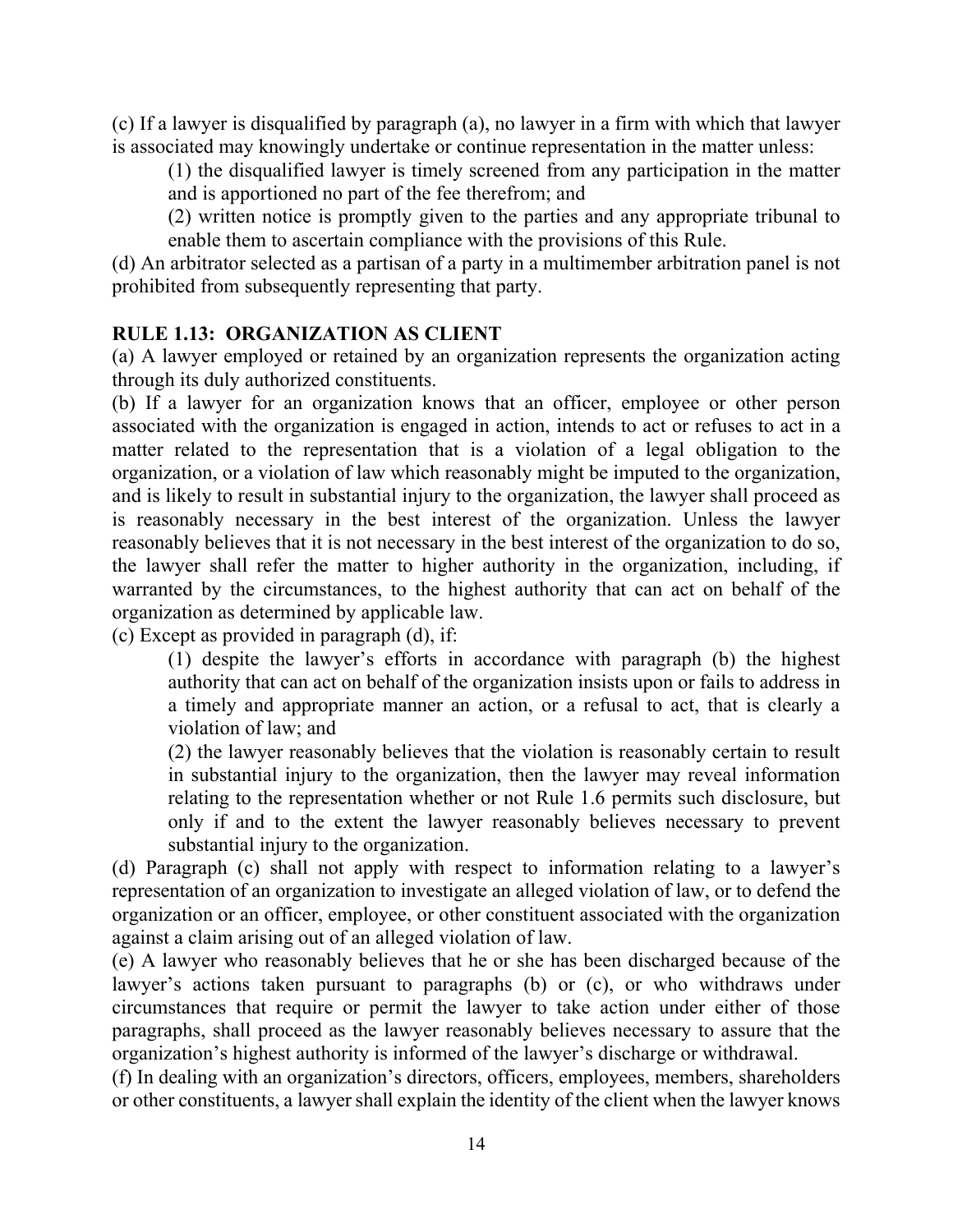(c) If a lawyer is disqualified by paragraph (a), no lawyer in a firm with which that lawyer is associated may knowingly undertake or continue representation in the matter unless:

(1) the disqualified lawyer is timely screened from any participation in the matter and is apportioned no part of the fee therefrom; and

(2) written notice is promptly given to the parties and any appropriate tribunal to enable them to ascertain compliance with the provisions of this Rule.

(d) An arbitrator selected as a partisan of a party in a multimember arbitration panel is not prohibited from subsequently representing that party.

**RULE 1.13: ORGANIZATION AS CLIENT**

(a) A lawyer employed or retained by an organization represents the organization acting through its duly authorized constituents.

(b) If a lawyer for an organization knows that an officer, employee or other person associated with the organization is engaged in action, intends to act or refuses to act in a matter related to the representation that is a violation of a legal obligation to the organization, or a violation of law which reasonably might be imputed to the organization, and is likely to result in substantial injury to the organization, the lawyer shall proceed as is reasonably necessary in the best interest of the organization. Unless the lawyer reasonably believes that it is not necessary in the best interest of the organization to do so, the lawyer shall refer the matter to higher authority in the organization, including, if warranted by the circumstances, to the highest authority that can act on behalf of the organization as determined by applicable law.

(c) Except as provided in paragraph (d), if:

(1) despite the lawyer's efforts in accordance with paragraph (b) the highest authority that can act on behalf of the organization insists upon or fails to address in a timely and appropriate manner an action, or a refusal to act, that is clearly a violation of law; and

(2) the lawyer reasonably believes that the violation is reasonably certain to result in substantial injury to the organization, then the lawyer may reveal information relating to the representation whether or not Rule 1.6 permits such disclosure, but only if and to the extent the lawyer reasonably believes necessary to prevent substantial injury to the organization.

(d) Paragraph (c) shall not apply with respect to information relating to a lawyer's representation of an organization to investigate an alleged violation of law, or to defend the organization or an officer, employee, or other constituent associated with the organization against a claim arising out of an alleged violation of law.

(e) A lawyer who reasonably believes that he or she has been discharged because of the lawyer's actions taken pursuant to paragraphs (b) or (c), or who withdraws under circumstances that require or permit the lawyer to take action under either of those paragraphs, shall proceed as the lawyer reasonably believes necessary to assure that the organization's highest authority is informed of the lawyer's discharge or withdrawal.

(f) In dealing with an organization's directors, officers, employees, members, shareholders or other constituents, a lawyer shall explain the identity of the client when the lawyer knows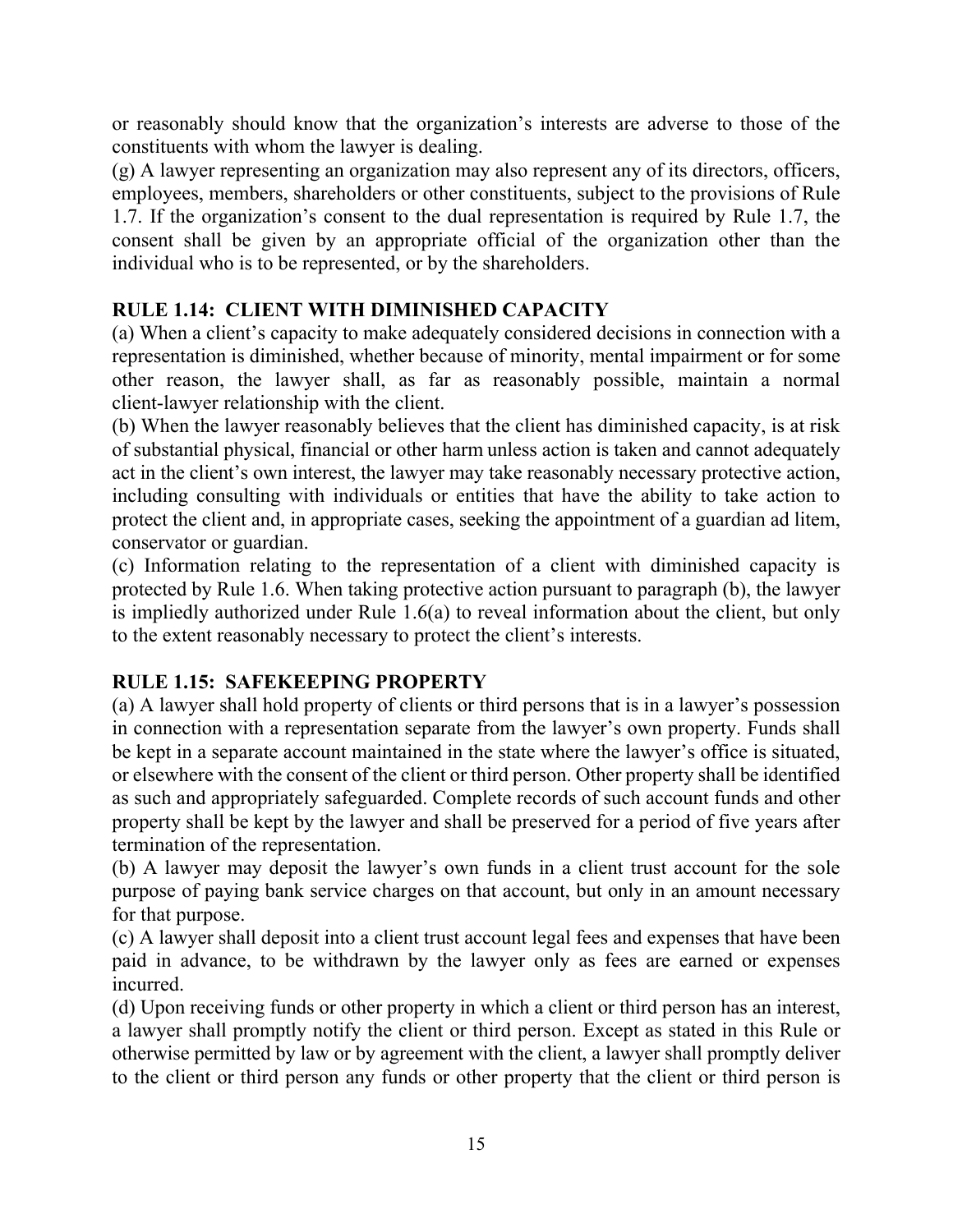or reasonably should know that the organization's interests are adverse to those of the constituents with whom the lawyer is dealing.

(g) A lawyer representing an organization may also represent any of its directors, officers, employees, members, shareholders or other constituents, subject to the provisions of Rule 1.7. If the organization's consent to the dual representation is required by Rule 1.7, the consent shall be given by an appropriate official of the organization other than the individual who is to be represented, or by the shareholders.

## RULE 1.14: CLIENT WITH DIMINISHED CAPACITY

(a) When a client's capacity to make adequately considered decisions in connection with a representation is diminished, whether because of minority, mental impairment or for some other reason, the lawyer shall, as far as reasonably possible, maintain a normal client-lawyer relationship with the client.

(b) When the lawyer reasonably believes that the client has diminished capacity, is at risk of substantial physical, financial or other harm unless action is taken and cannot adequately act in the client's own interest, the lawyer may take reasonably necessary protective action, including consulting with individuals or entities that have the ability to take action to protect the client and, in appropriate cases, seeking the appointment of a guardian ad litem, conservator or guardian.

(c) Information relating to the representation of a client with diminished capacity is protected by Rule 1.6. When taking protective action pursuant to paragraph (b), the lawyer is impliedly authorized under Rule 1.6(a) to reveal information about the client, but only to the extent reasonably necessary to protect the client's interests.

## RULE 1.15: SAFEKEEPING PROPERTY

(a) A lawyer shall hold property of clients or third persons that is in a lawyer's possession in connection with a representation separate from the lawyer's own property. Funds shall be kept in a separate account maintained in the state where the lawyer's office is situated, or elsewhere with the consent of the client or third person. Other property shall be identified as such and appropriately safeguarded. Complete records of such account funds and other property shall be kept by the lawyer and shall be preserved for a period of five years after termination of the representation.

(b) A lawyer may deposit the lawyer's own funds in a client trust account for the sole purpose of paying bank service charges on that account, but only in an amount necessary for that purpose.

(c) A lawyer shall deposit into a client trust account legal fees and expenses that have been paid in advance, to be withdrawn by the lawyer only as fees are earned or expenses incurred.

(d) Upon receiving funds or other property in which a client or third person has an interest, a lawyer shall promptly notify the client or third person. Except as stated in this Rule or otherwise permitted by law or by agreement with the client, a lawyer shall promptly deliver to the client or third person any funds or other property that the client or third person is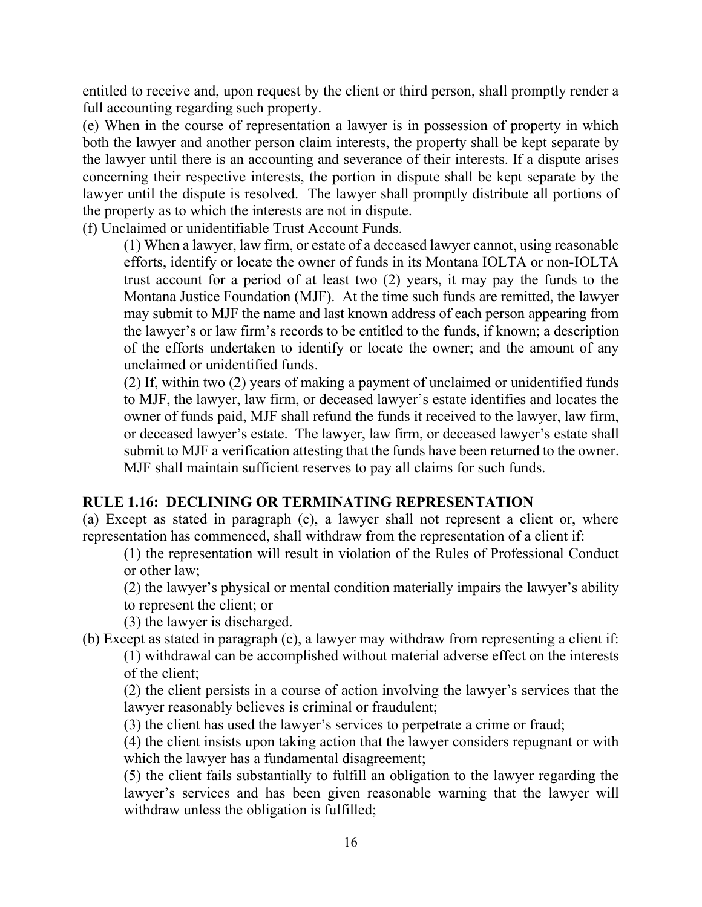entitled to receive and, upon request by the client or third person, shall promptly render a full accounting regarding such property.

(e) When in the course of representation a lawyer is in possession of property in which both the lawyer and another person claim interests, the property shall be kept separate by the lawyer until there is an accounting and severance of their interests. If a dispute arises concerning their respective interests, the portion in dispute shall be kept separate by the lawyer until the dispute is resolved. The lawyer shall promptly distribute all portions of the property as to which the interests are not in dispute.

(f) Unclaimed or unidentifiable Trust Account Funds.

> (1) When a lawyer, law firm, or estate of a deceased lawyer cannot, using reasonable efforts, identify or locate the owner of funds in its Montana IOLTA or non-IOLTA trust account for a period of at least two (2) years, it may pay the funds to the Montana Justice Foundation (MJF). At the time such funds are remitted, the lawyer may submit to MJF the name and last known address of each person appearing from the lawyer's or law firm's records to be entitled to the funds, if known; a description of the efforts undertaken to identify or locate the owner; and the amount of any unclaimed or unidentified funds.
>
> (2) If, within two (2) years of making a payment of unclaimed or unidentified funds to MJF, the lawyer, law firm, or deceased lawyer's estate identifies and locates the owner of funds paid, MJF shall refund the funds it received to the lawyer, law firm, or deceased lawyer's estate. The lawyer, law firm, or deceased lawyer's estate shall submit to MJF a verification attesting that the funds have been returned to the owner. MJF shall maintain sufficient reserves to pay all claims for such funds.

## RULE 1.16: DECLINING OR TERMINATING REPRESENTATION

(a) Except as stated in paragraph (c), a lawyer shall not represent a client or, where representation has commenced, shall withdraw from the representation of a client if:

> (1) the representation will result in violation of the Rules of Professional Conduct or other law;
>
> (2) the lawyer's physical or mental condition materially impairs the lawyer's ability to represent the client; or
>
> (3) the lawyer is discharged.

(b) Except as stated in paragraph (c), a lawyer may withdraw from representing a client if:

> (1) withdrawal can be accomplished without material adverse effect on the interests of the client;
>
> (2) the client persists in a course of action involving the lawyer's services that the lawyer reasonably believes is criminal or fraudulent;
>
> (3) the client has used the lawyer's services to perpetrate a crime or fraud;
>
> (4) the client insists upon taking action that the lawyer considers repugnant or with which the lawyer has a fundamental disagreement;
>
> (5) the client fails substantially to fulfill an obligation to the lawyer regarding the lawyer's services and has been given reasonable warning that the lawyer will withdraw unless the obligation is fulfilled;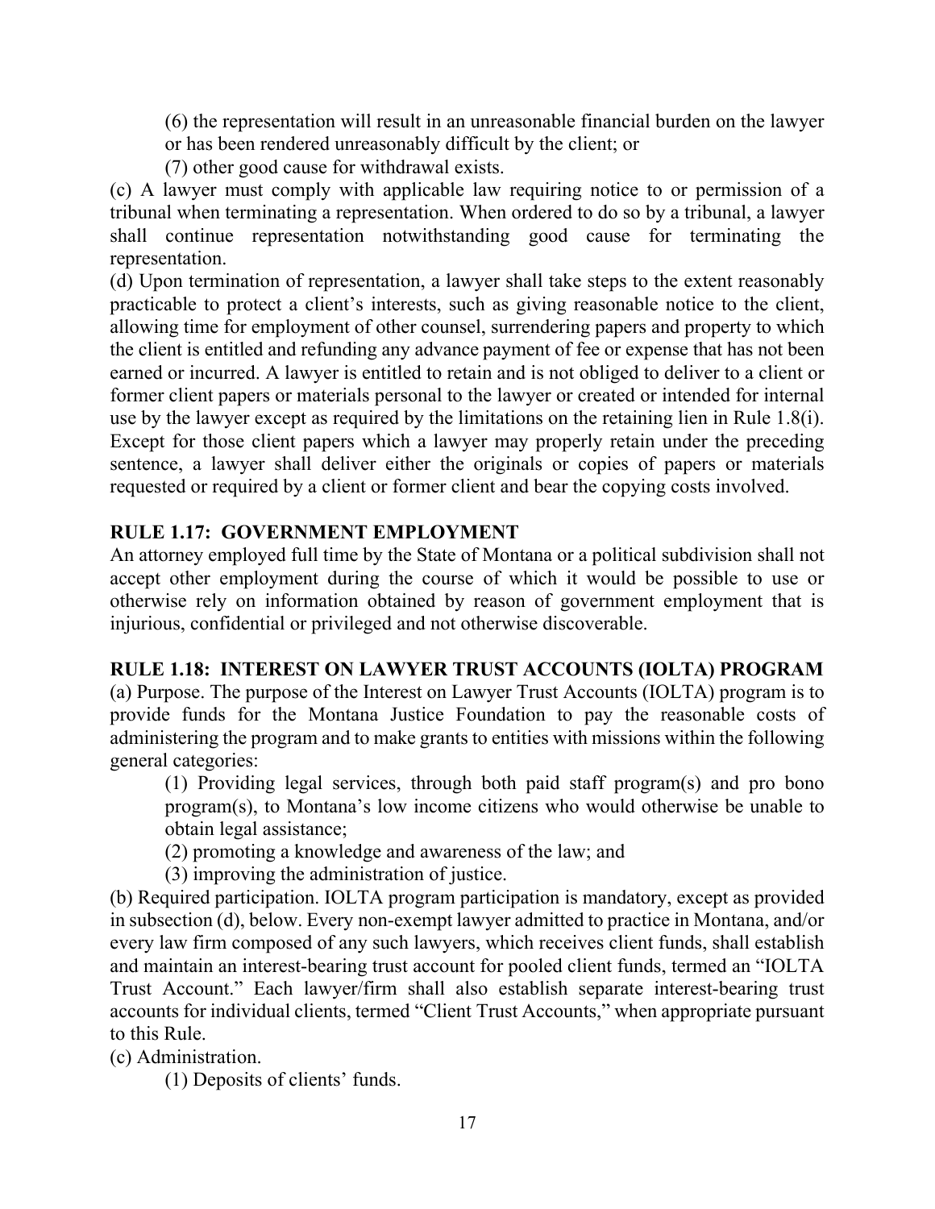(6) the representation will result in an unreasonable financial burden on the lawyer or has been rendered unreasonably difficult by the client; or

(7) other good cause for withdrawal exists.

(c) A lawyer must comply with applicable law requiring notice to or permission of a tribunal when terminating a representation. When ordered to do so by a tribunal, a lawyer shall continue representation notwithstanding good cause for terminating the representation.

(d) Upon termination of representation, a lawyer shall take steps to the extent reasonably practicable to protect a client's interests, such as giving reasonable notice to the client, allowing time for employment of other counsel, surrendering papers and property to which the client is entitled and refunding any advance payment of fee or expense that has not been earned or incurred. A lawyer is entitled to retain and is not obliged to deliver to a client or former client papers or materials personal to the lawyer or created or intended for internal use by the lawyer except as required by the limitations on the retaining lien in Rule 1.8(i). Except for those client papers which a lawyer may properly retain under the preceding sentence, a lawyer shall deliver either the originals or copies of papers or materials requested or required by a client or former client and bear the copying costs involved.

## RULE 1.17: GOVERNMENT EMPLOYMENT

An attorney employed full time by the State of Montana or a political subdivision shall not accept other employment during the course of which it would be possible to use or otherwise rely on information obtained by reason of government employment that is injurious, confidential or privileged and not otherwise discoverable.

## RULE 1.18: INTEREST ON LAWYER TRUST ACCOUNTS (IOLTA) PROGRAM

(a) Purpose. The purpose of the Interest on Lawyer Trust Accounts (IOLTA) program is to provide funds for the Montana Justice Foundation to pay the reasonable costs of administering the program and to make grants to entities with missions within the following general categories:

(1) Providing legal services, through both paid staff program(s) and pro bono program(s), to Montana's low income citizens who would otherwise be unable to obtain legal assistance;

(2) promoting a knowledge and awareness of the law; and

(3) improving the administration of justice.

(b) Required participation. IOLTA program participation is mandatory, except as provided in subsection (d), below. Every non-exempt lawyer admitted to practice in Montana, and/or every law firm composed of any such lawyers, which receives client funds, shall establish and maintain an interest-bearing trust account for pooled client funds, termed an "IOLTA Trust Account." Each lawyer/firm shall also establish separate interest-bearing trust accounts for individual clients, termed "Client Trust Accounts," when appropriate pursuant to this Rule.

(c) Administration.

(1) Deposits of clients' funds.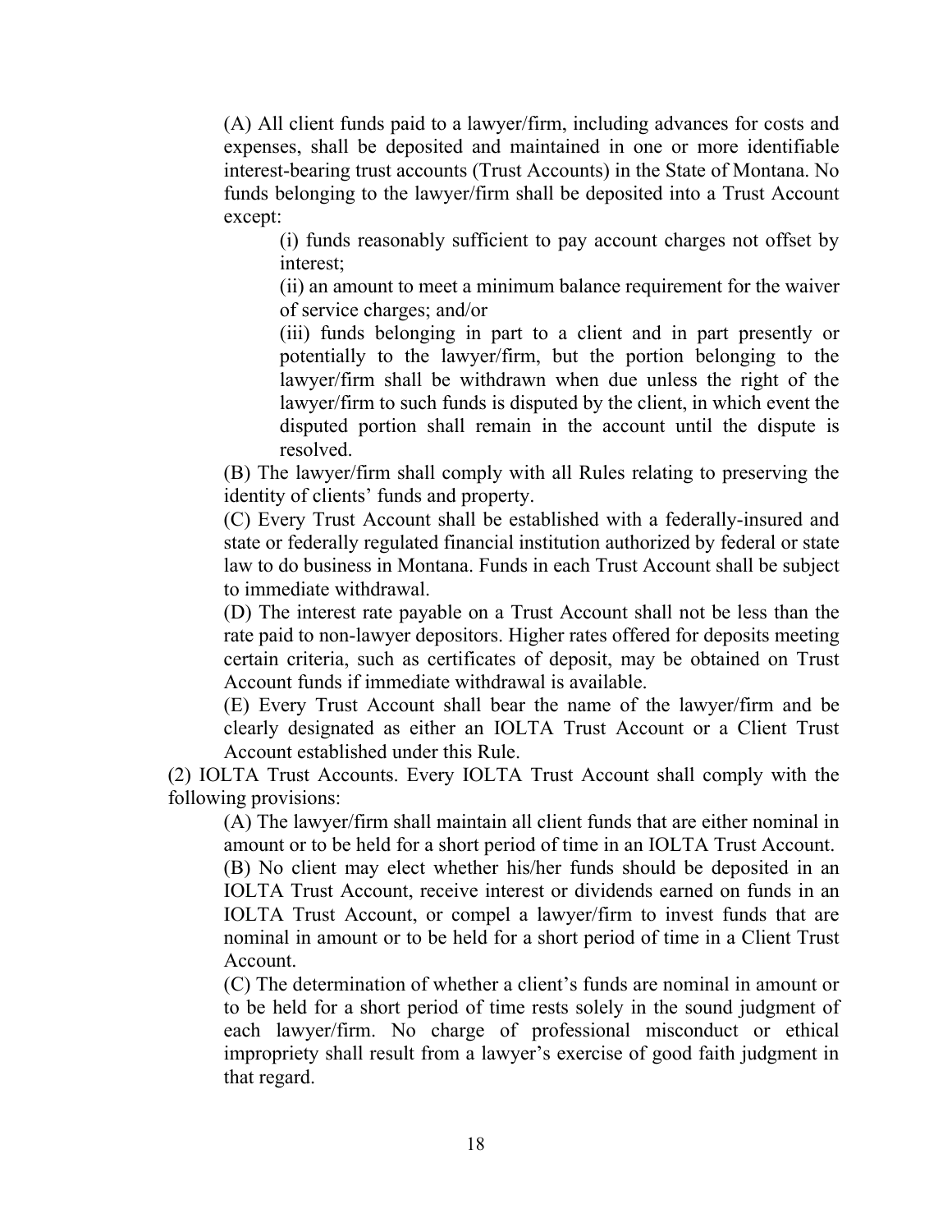(A) All client funds paid to a lawyer/firm, including advances for costs and expenses, shall be deposited and maintained in one or more identifiable interest-bearing trust accounts (Trust Accounts) in the State of Montana. No funds belonging to the lawyer/firm shall be deposited into a Trust Account except:

(i) funds reasonably sufficient to pay account charges not offset by interest;

(ii) an amount to meet a minimum balance requirement for the waiver of service charges; and/or

(iii) funds belonging in part to a client and in part presently or potentially to the lawyer/firm, but the portion belonging to the lawyer/firm shall be withdrawn when due unless the right of the lawyer/firm to such funds is disputed by the client, in which event the disputed portion shall remain in the account until the dispute is resolved.

(B) The lawyer/firm shall comply with all Rules relating to preserving the identity of clients' funds and property.

(C) Every Trust Account shall be established with a federally-insured and state or federally regulated financial institution authorized by federal or state law to do business in Montana. Funds in each Trust Account shall be subject to immediate withdrawal.

(D) The interest rate payable on a Trust Account shall not be less than the rate paid to non-lawyer depositors. Higher rates offered for deposits meeting certain criteria, such as certificates of deposit, may be obtained on Trust Account funds if immediate withdrawal is available.

(E) Every Trust Account shall bear the name of the lawyer/firm and be clearly designated as either an IOLTA Trust Account or a Client Trust Account established under this Rule.

(2) IOLTA Trust Accounts. Every IOLTA Trust Account shall comply with the following provisions:

(A) The lawyer/firm shall maintain all client funds that are either nominal in amount or to be held for a short period of time in an IOLTA Trust Account.

(B) No client may elect whether his/her funds should be deposited in an IOLTA Trust Account, receive interest or dividends earned on funds in an IOLTA Trust Account, or compel a lawyer/firm to invest funds that are nominal in amount or to be held for a short period of time in a Client Trust Account.

(C) The determination of whether a client's funds are nominal in amount or to be held for a short period of time rests solely in the sound judgment of each lawyer/firm. No charge of professional misconduct or ethical impropriety shall result from a lawyer's exercise of good faith judgment in that regard.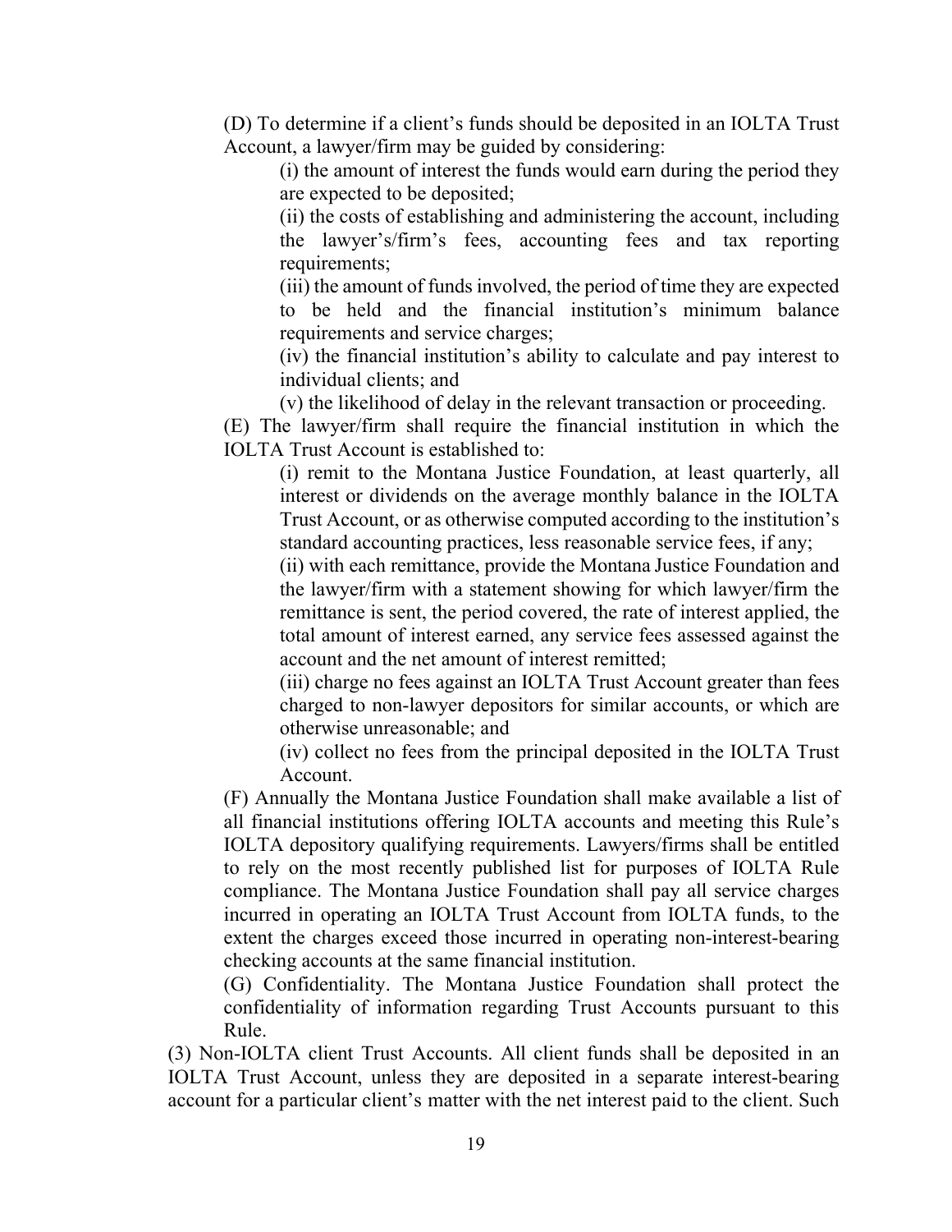(D) To determine if a client's funds should be deposited in an IOLTA Trust Account, a lawyer/firm may be guided by considering:

(i) the amount of interest the funds would earn during the period they are expected to be deposited;

(ii) the costs of establishing and administering the account, including the lawyer's/firm's fees, accounting fees and tax reporting requirements;

(iii) the amount of funds involved, the period of time they are expected to be held and the financial institution's minimum balance requirements and service charges;

(iv) the financial institution's ability to calculate and pay interest to individual clients; and

(v) the likelihood of delay in the relevant transaction or proceeding.

(E) The lawyer/firm shall require the financial institution in which the IOLTA Trust Account is established to:

(i) remit to the Montana Justice Foundation, at least quarterly, all interest or dividends on the average monthly balance in the IOLTA Trust Account, or as otherwise computed according to the institution's standard accounting practices, less reasonable service fees, if any;

(ii) with each remittance, provide the Montana Justice Foundation and the lawyer/firm with a statement showing for which lawyer/firm the remittance is sent, the period covered, the rate of interest applied, the total amount of interest earned, any service fees assessed against the account and the net amount of interest remitted;

(iii) charge no fees against an IOLTA Trust Account greater than fees charged to non-lawyer depositors for similar accounts, or which are otherwise unreasonable; and

(iv) collect no fees from the principal deposited in the IOLTA Trust Account.

(F) Annually the Montana Justice Foundation shall make available a list of all financial institutions offering IOLTA accounts and meeting this Rule's IOLTA depository qualifying requirements. Lawyers/firms shall be entitled to rely on the most recently published list for purposes of IOLTA Rule compliance. The Montana Justice Foundation shall pay all service charges incurred in operating an IOLTA Trust Account from IOLTA funds, to the extent the charges exceed those incurred in operating non-interest-bearing checking accounts at the same financial institution.

(G) Confidentiality. The Montana Justice Foundation shall protect the confidentiality of information regarding Trust Accounts pursuant to this Rule.

(3) Non-IOLTA client Trust Accounts. All client funds shall be deposited in an IOLTA Trust Account, unless they are deposited in a separate interest-bearing account for a particular client's matter with the net interest paid to the client. Such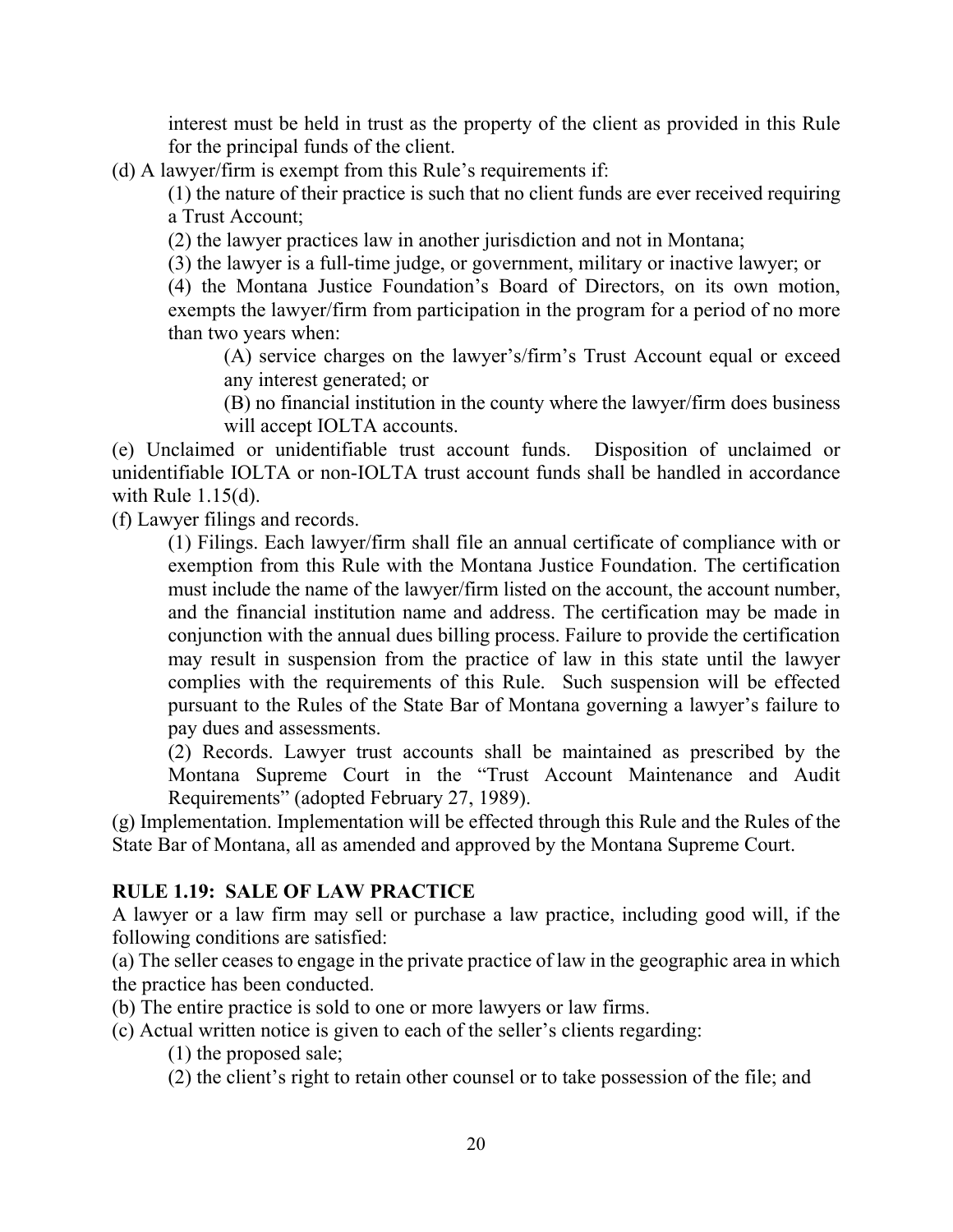interest must be held in trust as the property of the client as provided in this Rule for the principal funds of the client.

(d) A lawyer/firm is exempt from this Rule's requirements if:

(1) the nature of their practice is such that no client funds are ever received requiring a Trust Account;

(2) the lawyer practices law in another jurisdiction and not in Montana;

(3) the lawyer is a full-time judge, or government, military or inactive lawyer; or

(4) the Montana Justice Foundation's Board of Directors, on its own motion, exempts the lawyer/firm from participation in the program for a period of no more than two years when:

(A) service charges on the lawyer's/firm's Trust Account equal or exceed any interest generated; or

(B) no financial institution in the county where the lawyer/firm does business will accept IOLTA accounts.

(e) Unclaimed or unidentifiable trust account funds. Disposition of unclaimed or unidentifiable IOLTA or non-IOLTA trust account funds shall be handled in accordance with Rule 1.15(d).

(f) Lawyer filings and records.

(1) Filings. Each lawyer/firm shall file an annual certificate of compliance with or exemption from this Rule with the Montana Justice Foundation. The certification must include the name of the lawyer/firm listed on the account, the account number, and the financial institution name and address. The certification may be made in conjunction with the annual dues billing process. Failure to provide the certification may result in suspension from the practice of law in this state until the lawyer complies with the requirements of this Rule. Such suspension will be effected pursuant to the Rules of the State Bar of Montana governing a lawyer's failure to pay dues and assessments.

(2) Records. Lawyer trust accounts shall be maintained as prescribed by the Montana Supreme Court in the "Trust Account Maintenance and Audit Requirements" (adopted February 27, 1989).

(g) Implementation. Implementation will be effected through this Rule and the Rules of the State Bar of Montana, all as amended and approved by the Montana Supreme Court.

## RULE 1.19: SALE OF LAW PRACTICE

A lawyer or a law firm may sell or purchase a law practice, including good will, if the following conditions are satisfied:

(a) The seller ceases to engage in the private practice of law in the geographic area in which the practice has been conducted.

(b) The entire practice is sold to one or more lawyers or law firms.

(c) Actual written notice is given to each of the seller's clients regarding:

(1) the proposed sale;

(2) the client's right to retain other counsel or to take possession of the file; and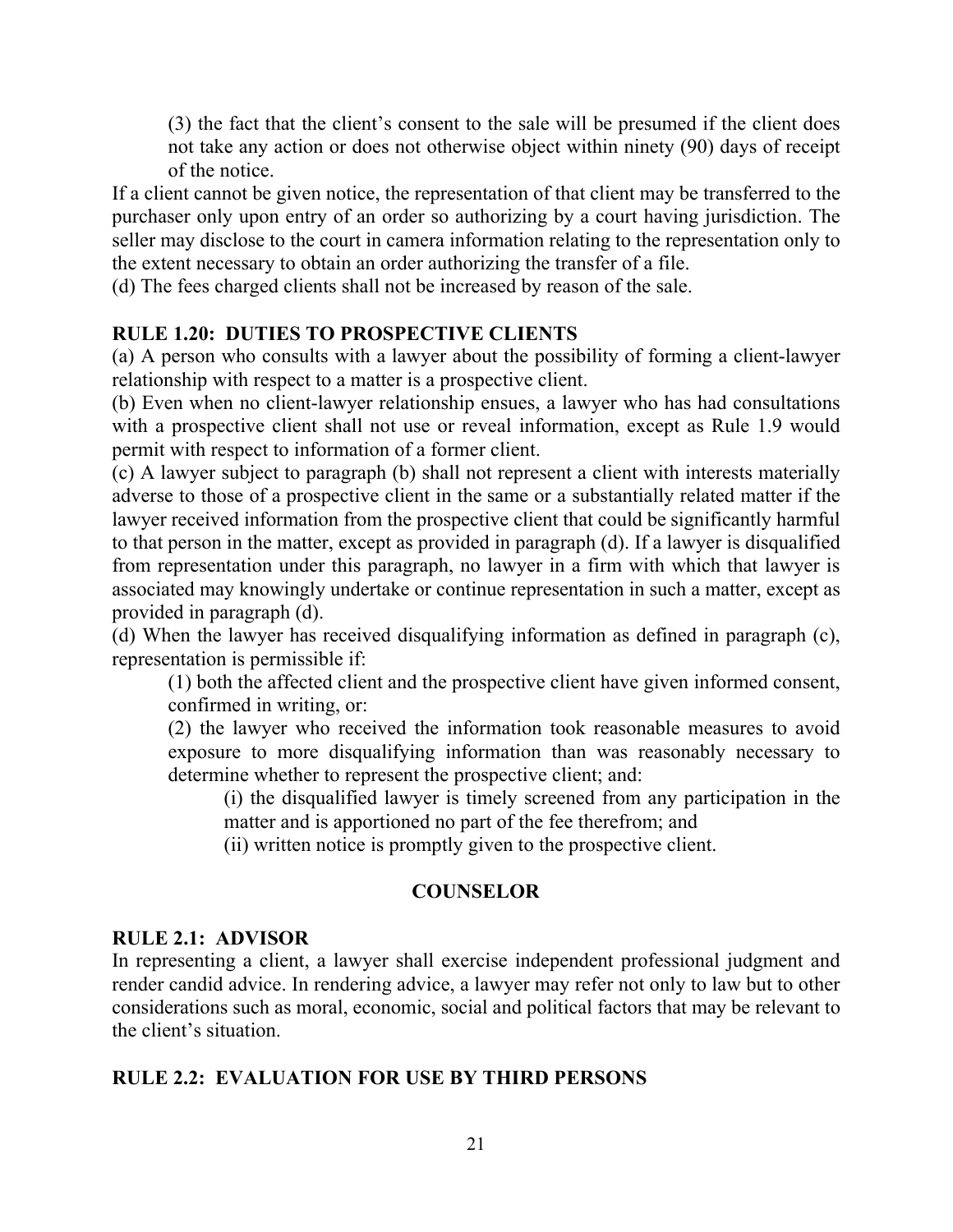(3) the fact that the client's consent to the sale will be presumed if the client does not take any action or does not otherwise object within ninety (90) days of receipt of the notice.

If a client cannot be given notice, the representation of that client may be transferred to the purchaser only upon entry of an order so authorizing by a court having jurisdiction. The seller may disclose to the court in camera information relating to the representation only to the extent necessary to obtain an order authorizing the transfer of a file.

(d) The fees charged clients shall not be increased by reason of the sale.

### RULE 1.20: DUTIES TO PROSPECTIVE CLIENTS

(a) A person who consults with a lawyer about the possibility of forming a client-lawyer relationship with respect to a matter is a prospective client.

(b) Even when no client-lawyer relationship ensues, a lawyer who has had consultations with a prospective client shall not use or reveal information, except as Rule 1.9 would permit with respect to information of a former client.

(c) A lawyer subject to paragraph (b) shall not represent a client with interests materially adverse to those of a prospective client in the same or a substantially related matter if the lawyer received information from the prospective client that could be significantly harmful to that person in the matter, except as provided in paragraph (d). If a lawyer is disqualified from representation under this paragraph, no lawyer in a firm with which that lawyer is associated may knowingly undertake or continue representation in such a matter, except as provided in paragraph (d).

(d) When the lawyer has received disqualifying information as defined in paragraph (c), representation is permissible if:

(1) both the affected client and the prospective client have given informed consent, confirmed in writing, or:

(2) the lawyer who received the information took reasonable measures to avoid exposure to more disqualifying information than was reasonably necessary to determine whether to represent the prospective client; and:

(i) the disqualified lawyer is timely screened from any participation in the matter and is apportioned no part of the fee therefrom; and

(ii) written notice is promptly given to the prospective client.

## COUNSELOR

### RULE 2.1: ADVISOR

In representing a client, a lawyer shall exercise independent professional judgment and render candid advice. In rendering advice, a lawyer may refer not only to law but to other considerations such as moral, economic, social and political factors that may be relevant to the client's situation.

### RULE 2.2: EVALUATION FOR USE BY THIRD PERSONS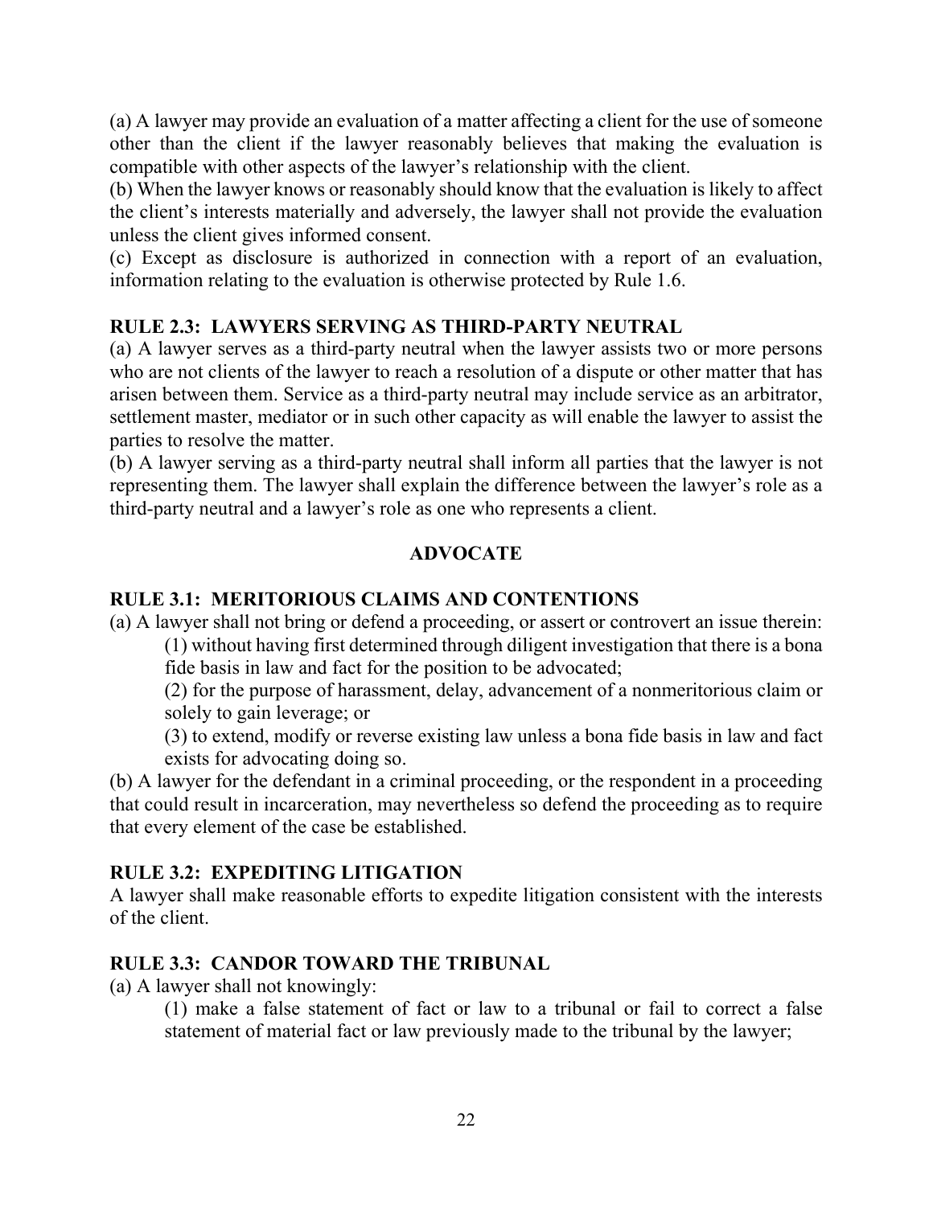(a) A lawyer may provide an evaluation of a matter affecting a client for the use of someone other than the client if the lawyer reasonably believes that making the evaluation is compatible with other aspects of the lawyer's relationship with the client.
(b) When the lawyer knows or reasonably should know that the evaluation is likely to affect the client's interests materially and adversely, the lawyer shall not provide the evaluation unless the client gives informed consent.
(c) Except as disclosure is authorized in connection with a report of an evaluation, information relating to the evaluation is otherwise protected by Rule 1.6.

### RULE 2.3: LAWYERS SERVING AS THIRD-PARTY NEUTRAL

(a) A lawyer serves as a third-party neutral when the lawyer assists two or more persons who are not clients of the lawyer to reach a resolution of a dispute or other matter that has arisen between them. Service as a third-party neutral may include service as an arbitrator, settlement master, mediator or in such other capacity as will enable the lawyer to assist the parties to resolve the matter.
(b) A lawyer serving as a third-party neutral shall inform all parties that the lawyer is not representing them. The lawyer shall explain the difference between the lawyer's role as a third-party neutral and a lawyer's role as one who represents a client.

## ADVOCATE

### RULE 3.1: MERITORIOUS CLAIMS AND CONTENTIONS

(a) A lawyer shall not bring or defend a proceeding, or assert or controvert an issue therein:

(1) without having first determined through diligent investigation that there is a bona fide basis in law and fact for the position to be advocated;

(2) for the purpose of harassment, delay, advancement of a nonmeritorious claim or solely to gain leverage; or

(3) to extend, modify or reverse existing law unless a bona fide basis in law and fact exists for advocating doing so.

(b) A lawyer for the defendant in a criminal proceeding, or the respondent in a proceeding that could result in incarceration, may nevertheless so defend the proceeding as to require that every element of the case be established.

### RULE 3.2: EXPEDITING LITIGATION

A lawyer shall make reasonable efforts to expedite litigation consistent with the interests of the client.

### RULE 3.3: CANDOR TOWARD THE TRIBUNAL

(a) A lawyer shall not knowingly:

(1) make a false statement of fact or law to a tribunal or fail to correct a false statement of material fact or law previously made to the tribunal by the lawyer;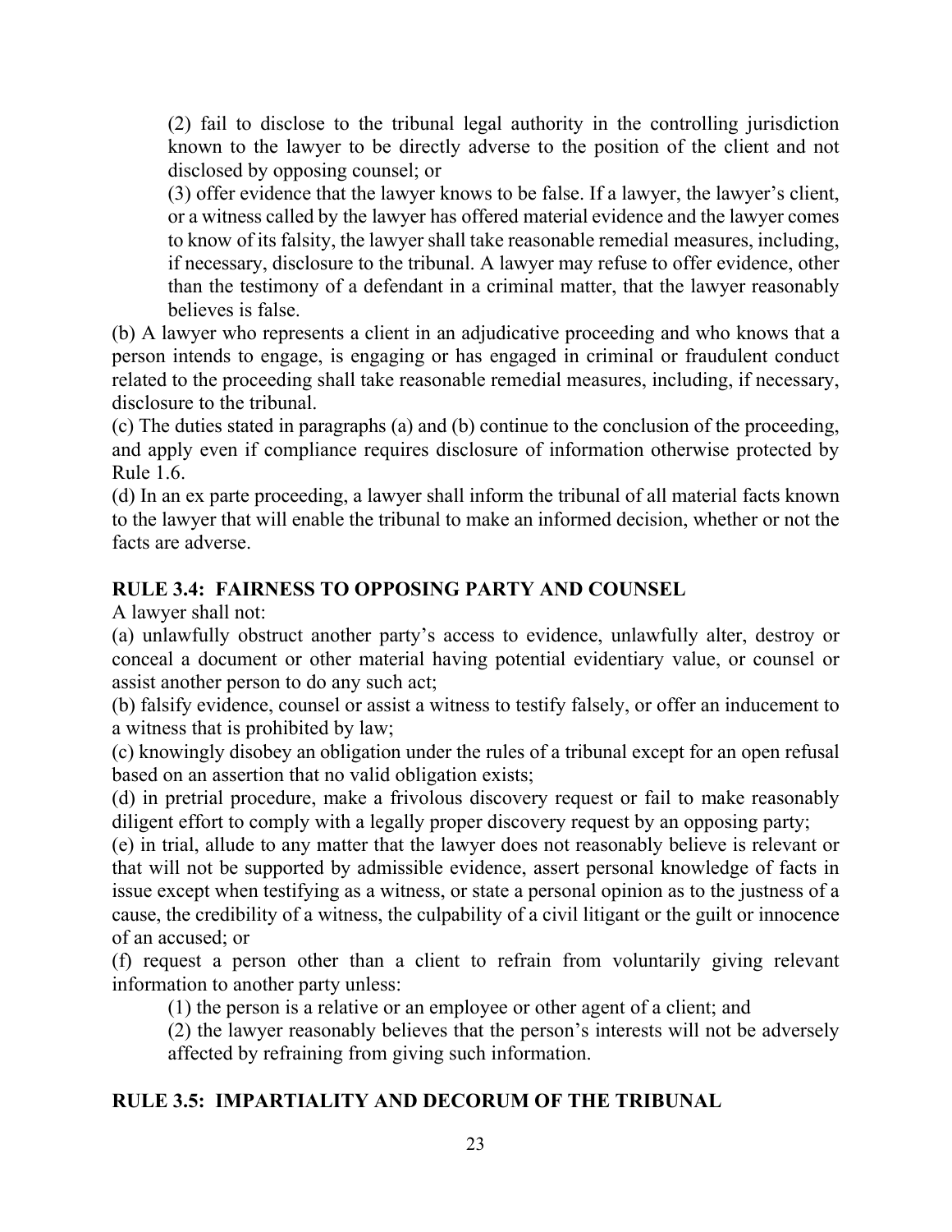(2) fail to disclose to the tribunal legal authority in the controlling jurisdiction known to the lawyer to be directly adverse to the position of the client and not disclosed by opposing counsel; or

(3) offer evidence that the lawyer knows to be false. If a lawyer, the lawyer's client, or a witness called by the lawyer has offered material evidence and the lawyer comes to know of its falsity, the lawyer shall take reasonable remedial measures, including, if necessary, disclosure to the tribunal. A lawyer may refuse to offer evidence, other than the testimony of a defendant in a criminal matter, that the lawyer reasonably believes is false.

(b) A lawyer who represents a client in an adjudicative proceeding and who knows that a person intends to engage, is engaging or has engaged in criminal or fraudulent conduct related to the proceeding shall take reasonable remedial measures, including, if necessary, disclosure to the tribunal.

(c) The duties stated in paragraphs (a) and (b) continue to the conclusion of the proceeding, and apply even if compliance requires disclosure of information otherwise protected by Rule 1.6.

(d) In an ex parte proceeding, a lawyer shall inform the tribunal of all material facts known to the lawyer that will enable the tribunal to make an informed decision, whether or not the facts are adverse.

## RULE 3.4: FAIRNESS TO OPPOSING PARTY AND COUNSEL

A lawyer shall not:

(a) unlawfully obstruct another party's access to evidence, unlawfully alter, destroy or conceal a document or other material having potential evidentiary value, or counsel or assist another person to do any such act;

(b) falsify evidence, counsel or assist a witness to testify falsely, or offer an inducement to a witness that is prohibited by law;

(c) knowingly disobey an obligation under the rules of a tribunal except for an open refusal based on an assertion that no valid obligation exists;

(d) in pretrial procedure, make a frivolous discovery request or fail to make reasonably diligent effort to comply with a legally proper discovery request by an opposing party;

(e) in trial, allude to any matter that the lawyer does not reasonably believe is relevant or that will not be supported by admissible evidence, assert personal knowledge of facts in issue except when testifying as a witness, or state a personal opinion as to the justness of a cause, the credibility of a witness, the culpability of a civil litigant or the guilt or innocence of an accused; or

(f) request a person other than a client to refrain from voluntarily giving relevant information to another party unless:

(1) the person is a relative or an employee or other agent of a client; and

(2) the lawyer reasonably believes that the person's interests will not be adversely affected by refraining from giving such information.

## RULE 3.5: IMPARTIALITY AND DECORUM OF THE TRIBUNAL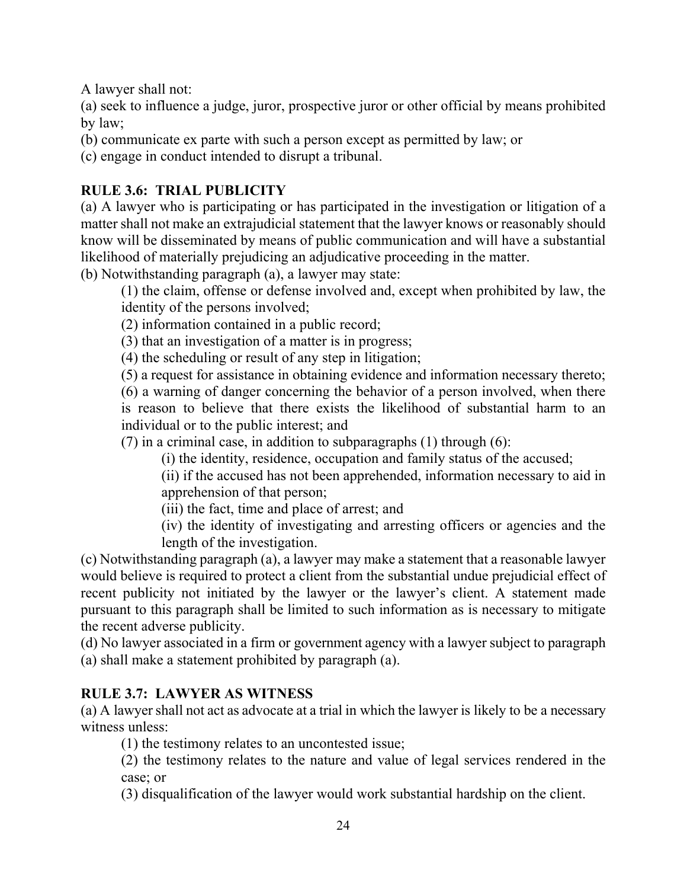A lawyer shall not:

(a) seek to influence a judge, juror, prospective juror or other official by means prohibited by law;

(b) communicate ex parte with such a person except as permitted by law; or

(c) engage in conduct intended to disrupt a tribunal.

## RULE 3.6: TRIAL PUBLICITY

(a) A lawyer who is participating or has participated in the investigation or litigation of a matter shall not make an extrajudicial statement that the lawyer knows or reasonably should know will be disseminated by means of public communication and will have a substantial likelihood of materially prejudicing an adjudicative proceeding in the matter.

(b) Notwithstanding paragraph (a), a lawyer may state:

> (1) the claim, offense or defense involved and, except when prohibited by law, the identity of the persons involved;
>
> (2) information contained in a public record;
>
> (3) that an investigation of a matter is in progress;
>
> (4) the scheduling or result of any step in litigation;
>
> (5) a request for assistance in obtaining evidence and information necessary thereto;
>
> (6) a warning of danger concerning the behavior of a person involved, when there is reason to believe that there exists the likelihood of substantial harm to an individual or to the public interest; and
>
> (7) in a criminal case, in addition to subparagraphs (1) through (6):
>
> > (i) the identity, residence, occupation and family status of the accused;
> >
> > (ii) if the accused has not been apprehended, information necessary to aid in apprehension of that person;
> >
> > (iii) the fact, time and place of arrest; and
> >
> > (iv) the identity of investigating and arresting officers or agencies and the length of the investigation.

(c) Notwithstanding paragraph (a), a lawyer may make a statement that a reasonable lawyer would believe is required to protect a client from the substantial undue prejudicial effect of recent publicity not initiated by the lawyer or the lawyer's client. A statement made pursuant to this paragraph shall be limited to such information as is necessary to mitigate the recent adverse publicity.

(d) No lawyer associated in a firm or government agency with a lawyer subject to paragraph (a) shall make a statement prohibited by paragraph (a).

## RULE 3.7: LAWYER AS WITNESS

(a) A lawyer shall not act as advocate at a trial in which the lawyer is likely to be a necessary witness unless:

> (1) the testimony relates to an uncontested issue;
>
> (2) the testimony relates to the nature and value of legal services rendered in the case; or
>
> (3) disqualification of the lawyer would work substantial hardship on the client.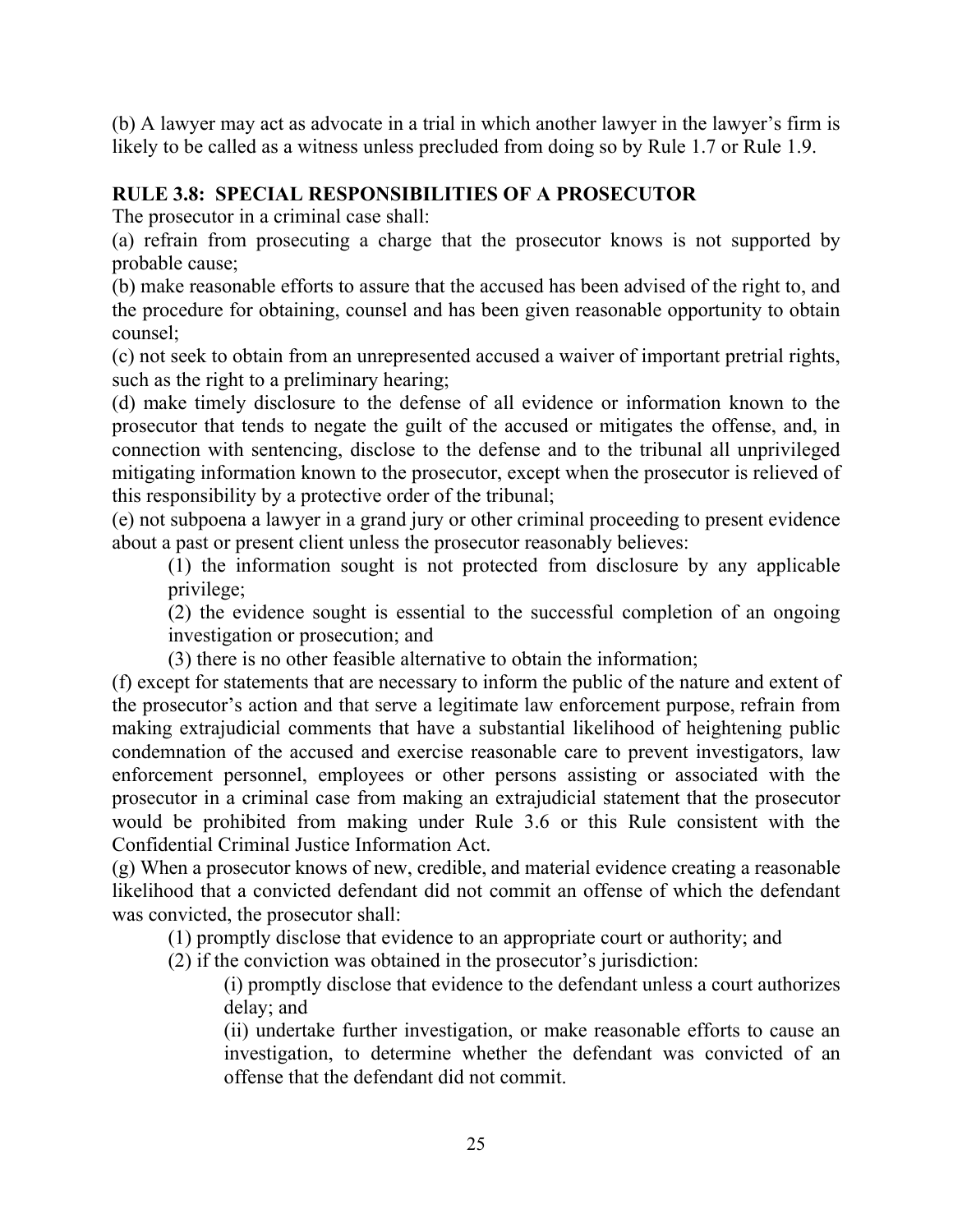(b) A lawyer may act as advocate in a trial in which another lawyer in the lawyer's firm is likely to be called as a witness unless precluded from doing so by Rule 1.7 or Rule 1.9.

**RULE 3.8: SPECIAL RESPONSIBILITIES OF A PROSECUTOR**

The prosecutor in a criminal case shall:

(a) refrain from prosecuting a charge that the prosecutor knows is not supported by probable cause;

(b) make reasonable efforts to assure that the accused has been advised of the right to, and the procedure for obtaining, counsel and has been given reasonable opportunity to obtain counsel;

(c) not seek to obtain from an unrepresented accused a waiver of important pretrial rights, such as the right to a preliminary hearing;

(d) make timely disclosure to the defense of all evidence or information known to the prosecutor that tends to negate the guilt of the accused or mitigates the offense, and, in connection with sentencing, disclose to the defense and to the tribunal all unprivileged mitigating information known to the prosecutor, except when the prosecutor is relieved of this responsibility by a protective order of the tribunal;

(e) not subpoena a lawyer in a grand jury or other criminal proceeding to present evidence about a past or present client unless the prosecutor reasonably believes:

> (1) the information sought is not protected from disclosure by any applicable privilege;
>
> (2) the evidence sought is essential to the successful completion of an ongoing investigation or prosecution; and
>
> (3) there is no other feasible alternative to obtain the information;

(f) except for statements that are necessary to inform the public of the nature and extent of the prosecutor's action and that serve a legitimate law enforcement purpose, refrain from making extrajudicial comments that have a substantial likelihood of heightening public condemnation of the accused and exercise reasonable care to prevent investigators, law enforcement personnel, employees or other persons assisting or associated with the prosecutor in a criminal case from making an extrajudicial statement that the prosecutor would be prohibited from making under Rule 3.6 or this Rule consistent with the Confidential Criminal Justice Information Act.

(g) When a prosecutor knows of new, credible, and material evidence creating a reasonable likelihood that a convicted defendant did not commit an offense of which the defendant was convicted, the prosecutor shall:

> (1) promptly disclose that evidence to an appropriate court or authority; and
>
> (2) if the conviction was obtained in the prosecutor's jurisdiction:
>
> > (i) promptly disclose that evidence to the defendant unless a court authorizes delay; and
> >
> > (ii) undertake further investigation, or make reasonable efforts to cause an investigation, to determine whether the defendant was convicted of an offense that the defendant did not commit.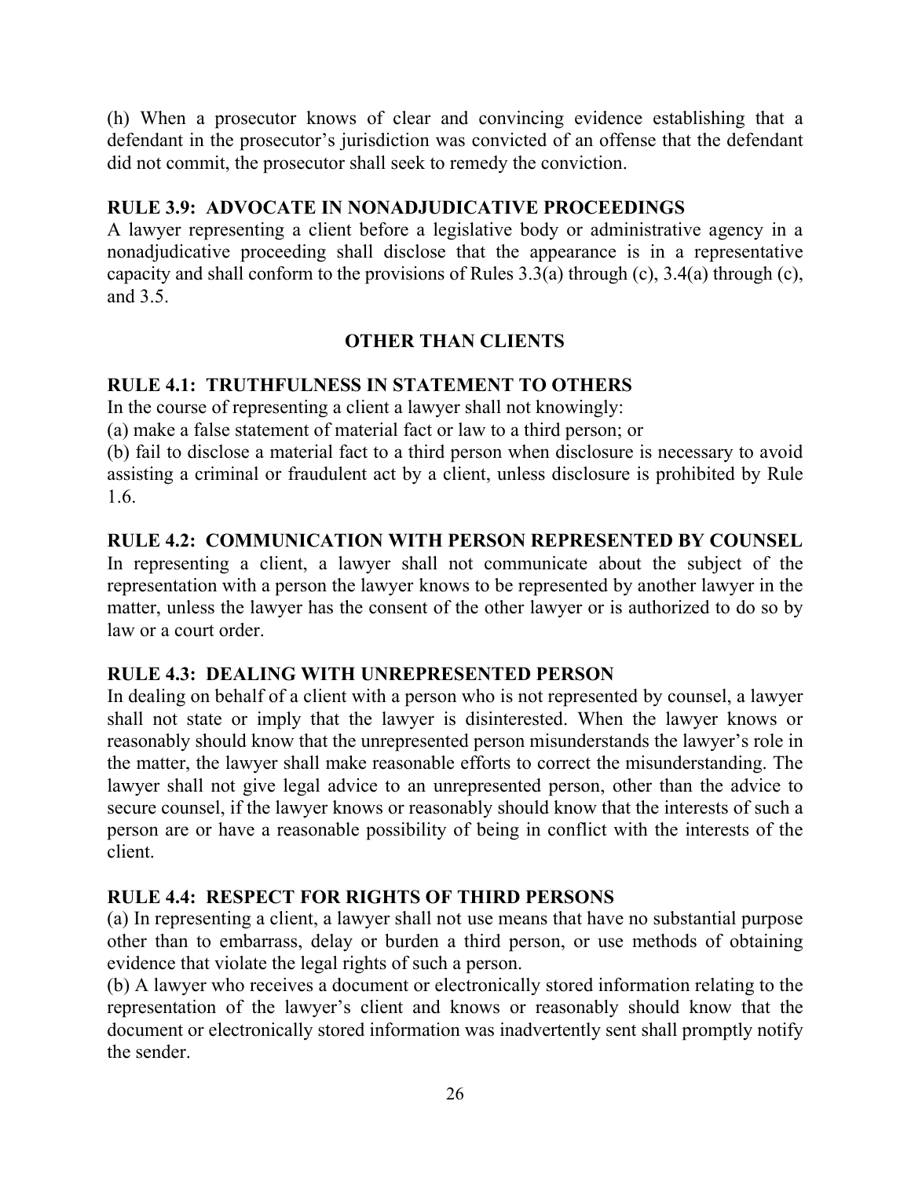(h) When a prosecutor knows of clear and convincing evidence establishing that a defendant in the prosecutor's jurisdiction was convicted of an offense that the defendant did not commit, the prosecutor shall seek to remedy the conviction.

### RULE 3.9: ADVOCATE IN NONADJUDICATIVE PROCEEDINGS

A lawyer representing a client before a legislative body or administrative agency in a nonadjudicative proceeding shall disclose that the appearance is in a representative capacity and shall conform to the provisions of Rules 3.3(a) through (c), 3.4(a) through (c), and 3.5.

## OTHER THAN CLIENTS

### RULE 4.1: TRUTHFULNESS IN STATEMENT TO OTHERS

In the course of representing a client a lawyer shall not knowingly:

(a) make a false statement of material fact or law to a third person; or

(b) fail to disclose a material fact to a third person when disclosure is necessary to avoid assisting a criminal or fraudulent act by a client, unless disclosure is prohibited by Rule 1.6.

### RULE 4.2: COMMUNICATION WITH PERSON REPRESENTED BY COUNSEL

In representing a client, a lawyer shall not communicate about the subject of the representation with a person the lawyer knows to be represented by another lawyer in the matter, unless the lawyer has the consent of the other lawyer or is authorized to do so by law or a court order.

### RULE 4.3: DEALING WITH UNREPRESENTED PERSON

In dealing on behalf of a client with a person who is not represented by counsel, a lawyer shall not state or imply that the lawyer is disinterested. When the lawyer knows or reasonably should know that the unrepresented person misunderstands the lawyer's role in the matter, the lawyer shall make reasonable efforts to correct the misunderstanding. The lawyer shall not give legal advice to an unrepresented person, other than the advice to secure counsel, if the lawyer knows or reasonably should know that the interests of such a person are or have a reasonable possibility of being in conflict with the interests of the client.

### RULE 4.4: RESPECT FOR RIGHTS OF THIRD PERSONS

(a) In representing a client, a lawyer shall not use means that have no substantial purpose other than to embarrass, delay or burden a third person, or use methods of obtaining evidence that violate the legal rights of such a person.

(b) A lawyer who receives a document or electronically stored information relating to the representation of the lawyer's client and knows or reasonably should know that the document or electronically stored information was inadvertently sent shall promptly notify the sender.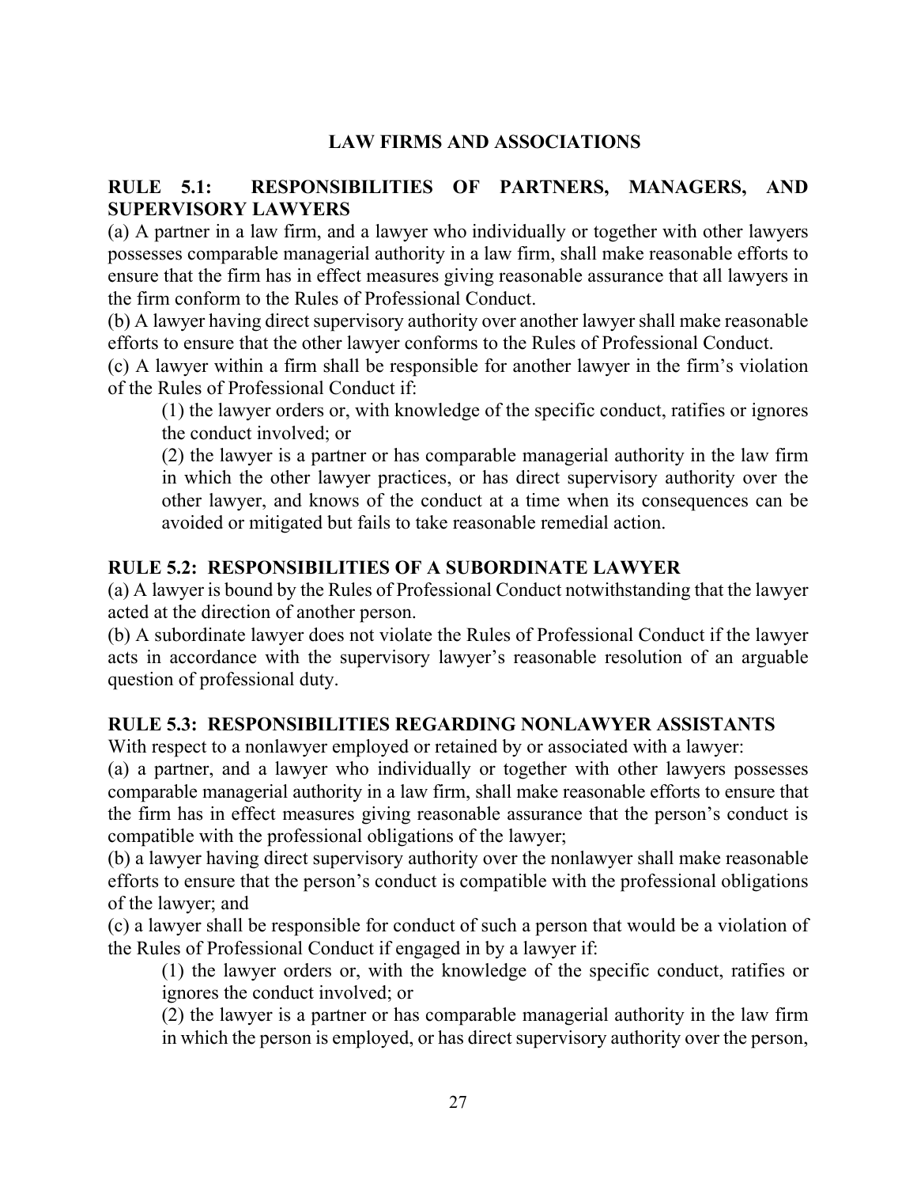## LAW FIRMS AND ASSOCIATIONS

### RULE 5.1: RESPONSIBILITIES OF PARTNERS, MANAGERS, AND SUPERVISORY LAWYERS

(a) A partner in a law firm, and a lawyer who individually or together with other lawyers possesses comparable managerial authority in a law firm, shall make reasonable efforts to ensure that the firm has in effect measures giving reasonable assurance that all lawyers in the firm conform to the Rules of Professional Conduct.

(b) A lawyer having direct supervisory authority over another lawyer shall make reasonable efforts to ensure that the other lawyer conforms to the Rules of Professional Conduct.

(c) A lawyer within a firm shall be responsible for another lawyer in the firm's violation of the Rules of Professional Conduct if:

> (1) the lawyer orders or, with knowledge of the specific conduct, ratifies or ignores the conduct involved; or
>
> (2) the lawyer is a partner or has comparable managerial authority in the law firm in which the other lawyer practices, or has direct supervisory authority over the other lawyer, and knows of the conduct at a time when its consequences can be avoided or mitigated but fails to take reasonable remedial action.

### RULE 5.2: RESPONSIBILITIES OF A SUBORDINATE LAWYER

(a) A lawyer is bound by the Rules of Professional Conduct notwithstanding that the lawyer acted at the direction of another person.

(b) A subordinate lawyer does not violate the Rules of Professional Conduct if the lawyer acts in accordance with the supervisory lawyer's reasonable resolution of an arguable question of professional duty.

### RULE 5.3: RESPONSIBILITIES REGARDING NONLAWYER ASSISTANTS

With respect to a nonlawyer employed or retained by or associated with a lawyer:

(a) a partner, and a lawyer who individually or together with other lawyers possesses comparable managerial authority in a law firm, shall make reasonable efforts to ensure that the firm has in effect measures giving reasonable assurance that the person's conduct is compatible with the professional obligations of the lawyer;

(b) a lawyer having direct supervisory authority over the nonlawyer shall make reasonable efforts to ensure that the person's conduct is compatible with the professional obligations of the lawyer; and

(c) a lawyer shall be responsible for conduct of such a person that would be a violation of the Rules of Professional Conduct if engaged in by a lawyer if:

> (1) the lawyer orders or, with the knowledge of the specific conduct, ratifies or ignores the conduct involved; or
>
> (2) the lawyer is a partner or has comparable managerial authority in the law firm in which the person is employed, or has direct supervisory authority over the person,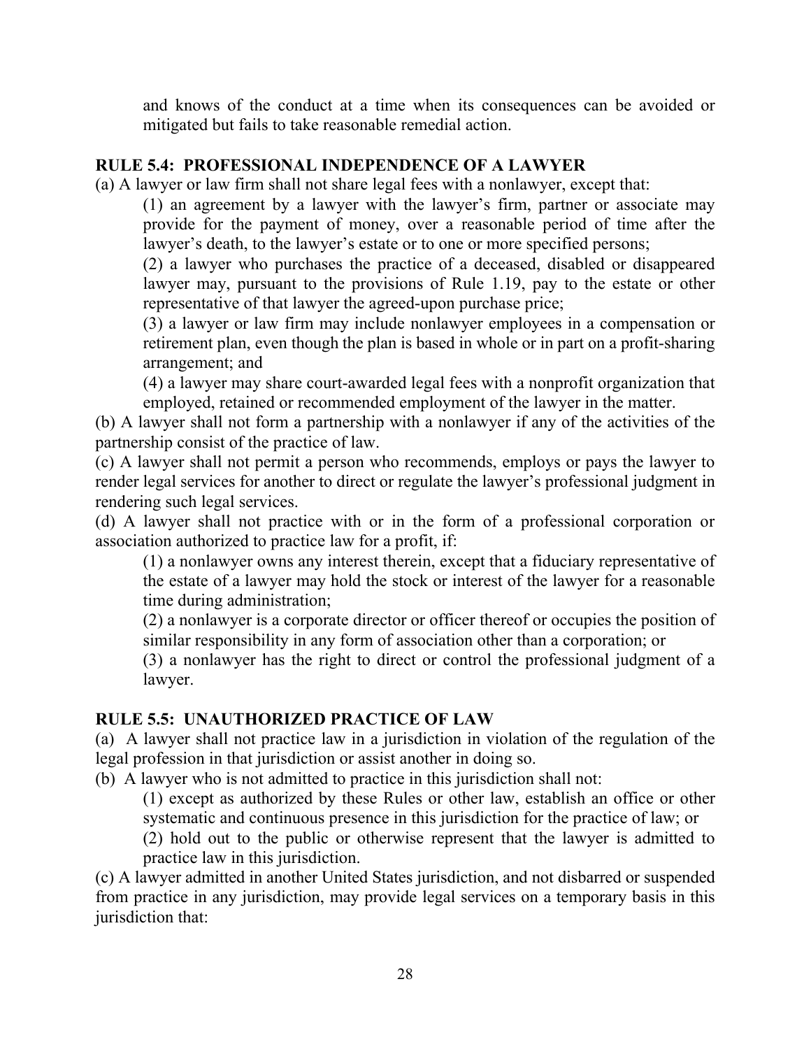and knows of the conduct at a time when its consequences can be avoided or mitigated but fails to take reasonable remedial action.

## RULE 5.4: PROFESSIONAL INDEPENDENCE OF A LAWYER

(a) A lawyer or law firm shall not share legal fees with a nonlawyer, except that:

(1) an agreement by a lawyer with the lawyer's firm, partner or associate may provide for the payment of money, over a reasonable period of time after the lawyer's death, to the lawyer's estate or to one or more specified persons;

(2) a lawyer who purchases the practice of a deceased, disabled or disappeared lawyer may, pursuant to the provisions of Rule 1.19, pay to the estate or other representative of that lawyer the agreed-upon purchase price;

(3) a lawyer or law firm may include nonlawyer employees in a compensation or retirement plan, even though the plan is based in whole or in part on a profit-sharing arrangement; and

(4) a lawyer may share court-awarded legal fees with a nonprofit organization that employed, retained or recommended employment of the lawyer in the matter.

(b) A lawyer shall not form a partnership with a nonlawyer if any of the activities of the partnership consist of the practice of law.

(c) A lawyer shall not permit a person who recommends, employs or pays the lawyer to render legal services for another to direct or regulate the lawyer's professional judgment in rendering such legal services.

(d) A lawyer shall not practice with or in the form of a professional corporation or association authorized to practice law for a profit, if:

(1) a nonlawyer owns any interest therein, except that a fiduciary representative of the estate of a lawyer may hold the stock or interest of the lawyer for a reasonable time during administration;

(2) a nonlawyer is a corporate director or officer thereof or occupies the position of similar responsibility in any form of association other than a corporation; or

(3) a nonlawyer has the right to direct or control the professional judgment of a lawyer.

## RULE 5.5: UNAUTHORIZED PRACTICE OF LAW

(a) A lawyer shall not practice law in a jurisdiction in violation of the regulation of the legal profession in that jurisdiction or assist another in doing so.

(b) A lawyer who is not admitted to practice in this jurisdiction shall not:

(1) except as authorized by these Rules or other law, establish an office or other systematic and continuous presence in this jurisdiction for the practice of law; or

(2) hold out to the public or otherwise represent that the lawyer is admitted to practice law in this jurisdiction.

(c) A lawyer admitted in another United States jurisdiction, and not disbarred or suspended from practice in any jurisdiction, may provide legal services on a temporary basis in this jurisdiction that: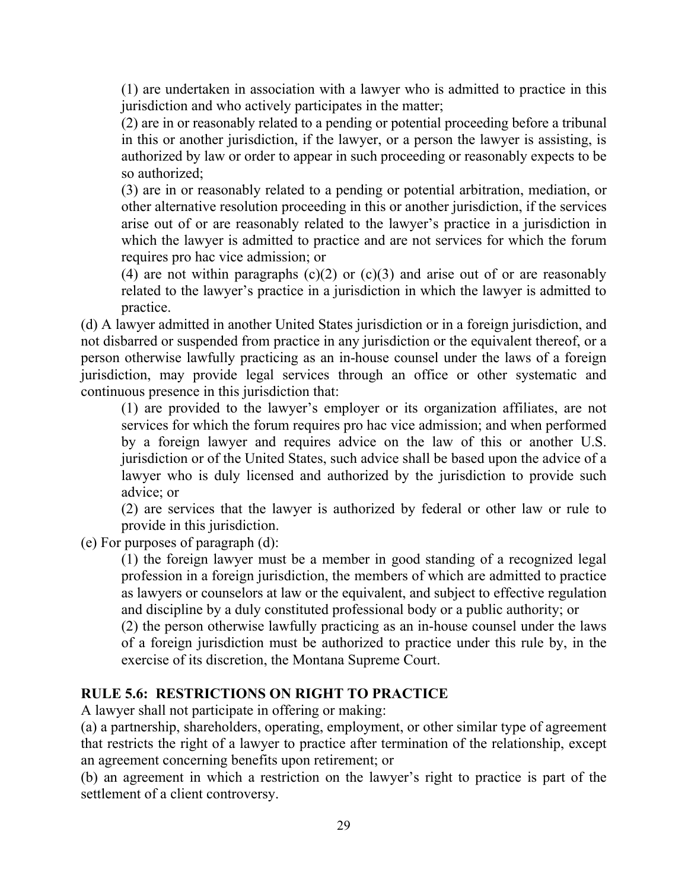(1) are undertaken in association with a lawyer who is admitted to practice in this jurisdiction and who actively participates in the matter;

(2) are in or reasonably related to a pending or potential proceeding before a tribunal in this or another jurisdiction, if the lawyer, or a person the lawyer is assisting, is authorized by law or order to appear in such proceeding or reasonably expects to be so authorized;

(3) are in or reasonably related to a pending or potential arbitration, mediation, or other alternative resolution proceeding in this or another jurisdiction, if the services arise out of or are reasonably related to the lawyer's practice in a jurisdiction in which the lawyer is admitted to practice and are not services for which the forum requires pro hac vice admission; or

(4) are not within paragraphs (c)(2) or (c)(3) and arise out of or are reasonably related to the lawyer's practice in a jurisdiction in which the lawyer is admitted to practice.

(d) A lawyer admitted in another United States jurisdiction or in a foreign jurisdiction, and not disbarred or suspended from practice in any jurisdiction or the equivalent thereof, or a person otherwise lawfully practicing as an in-house counsel under the laws of a foreign jurisdiction, may provide legal services through an office or other systematic and continuous presence in this jurisdiction that:

(1) are provided to the lawyer's employer or its organization affiliates, are not services for which the forum requires pro hac vice admission; and when performed by a foreign lawyer and requires advice on the law of this or another U.S. jurisdiction or of the United States, such advice shall be based upon the advice of a lawyer who is duly licensed and authorized by the jurisdiction to provide such advice; or

(2) are services that the lawyer is authorized by federal or other law or rule to provide in this jurisdiction.

(e) For purposes of paragraph (d):

(1) the foreign lawyer must be a member in good standing of a recognized legal profession in a foreign jurisdiction, the members of which are admitted to practice as lawyers or counselors at law or the equivalent, and subject to effective regulation and discipline by a duly constituted professional body or a public authority; or

(2) the person otherwise lawfully practicing as an in-house counsel under the laws of a foreign jurisdiction must be authorized to practice under this rule by, in the exercise of its discretion, the Montana Supreme Court.

## RULE 5.6: RESTRICTIONS ON RIGHT TO PRACTICE

A lawyer shall not participate in offering or making:

(a) a partnership, shareholders, operating, employment, or other similar type of agreement that restricts the right of a lawyer to practice after termination of the relationship, except an agreement concerning benefits upon retirement; or

(b) an agreement in which a restriction on the lawyer's right to practice is part of the settlement of a client controversy.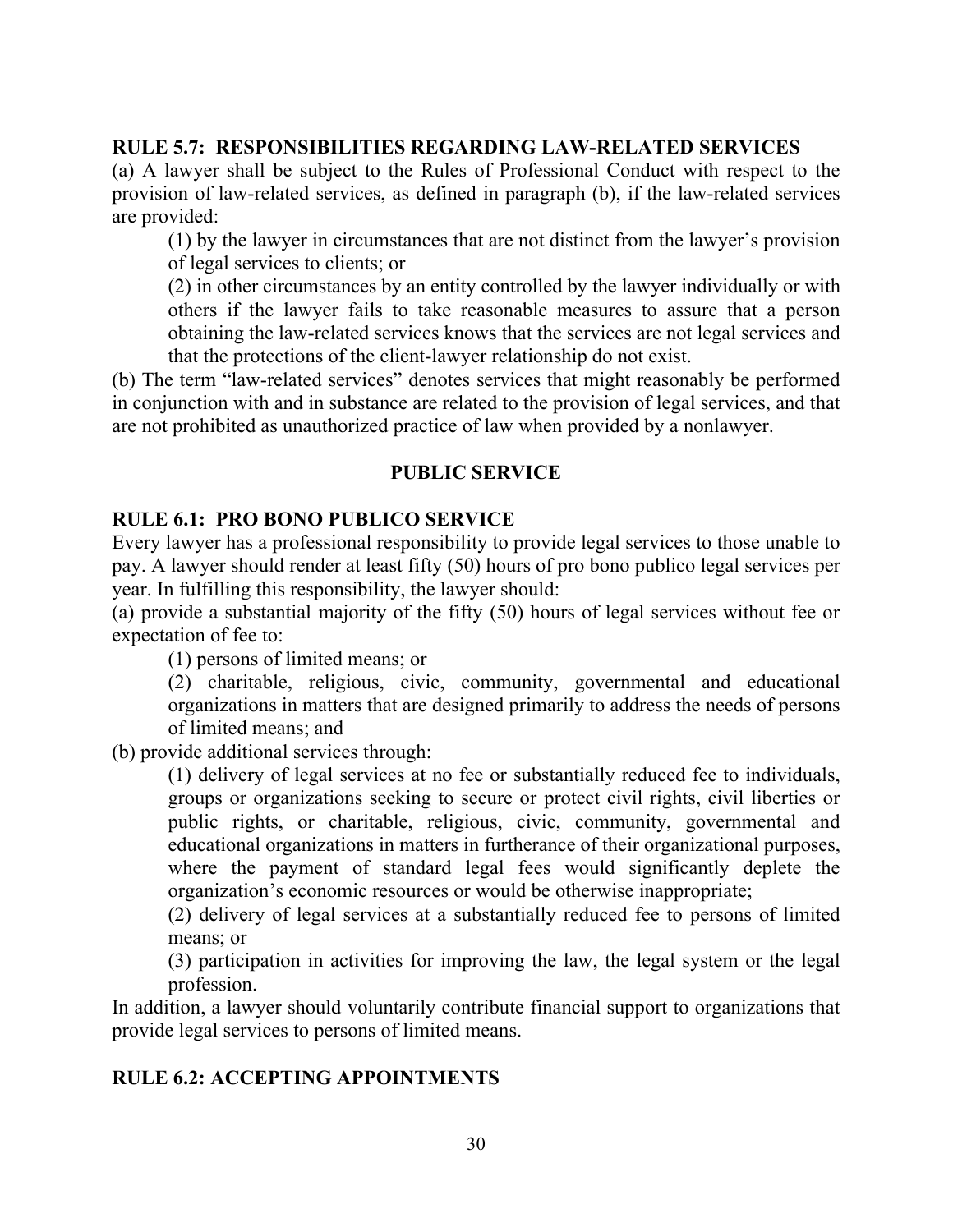**RULE 5.7: RESPONSIBILITIES REGARDING LAW-RELATED SERVICES**

(a) A lawyer shall be subject to the Rules of Professional Conduct with respect to the provision of law-related services, as defined in paragraph (b), if the law-related services are provided:

(1) by the lawyer in circumstances that are not distinct from the lawyer's provision of legal services to clients; or

(2) in other circumstances by an entity controlled by the lawyer individually or with others if the lawyer fails to take reasonable measures to assure that a person obtaining the law-related services knows that the services are not legal services and that the protections of the client-lawyer relationship do not exist.

(b) The term "law-related services" denotes services that might reasonably be performed in conjunction with and in substance are related to the provision of legal services, and that are not prohibited as unauthorized practice of law when provided by a nonlawyer.

## PUBLIC SERVICE

**RULE 6.1: PRO BONO PUBLICO SERVICE**

Every lawyer has a professional responsibility to provide legal services to those unable to pay. A lawyer should render at least fifty (50) hours of pro bono publico legal services per year. In fulfilling this responsibility, the lawyer should:

(a) provide a substantial majority of the fifty (50) hours of legal services without fee or expectation of fee to:

(1) persons of limited means; or

(2) charitable, religious, civic, community, governmental and educational organizations in matters that are designed primarily to address the needs of persons of limited means; and

(b) provide additional services through:

(1) delivery of legal services at no fee or substantially reduced fee to individuals, groups or organizations seeking to secure or protect civil rights, civil liberties or public rights, or charitable, religious, civic, community, governmental and educational organizations in matters in furtherance of their organizational purposes, where the payment of standard legal fees would significantly deplete the organization's economic resources or would be otherwise inappropriate;

(2) delivery of legal services at a substantially reduced fee to persons of limited means; or

(3) participation in activities for improving the law, the legal system or the legal profession.

In addition, a lawyer should voluntarily contribute financial support to organizations that provide legal services to persons of limited means.

**RULE 6.2: ACCEPTING APPOINTMENTS**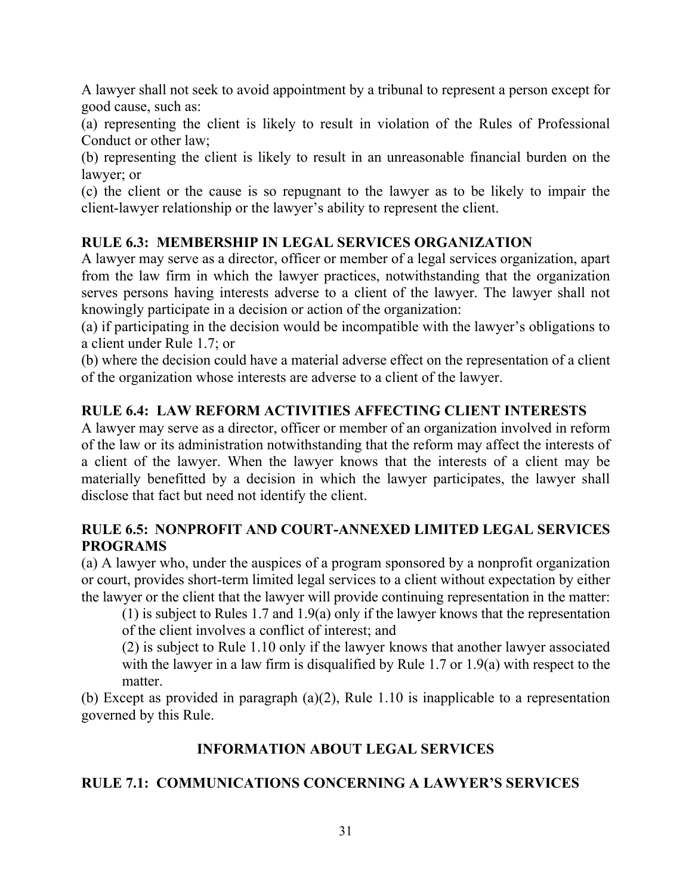A lawyer shall not seek to avoid appointment by a tribunal to represent a person except for good cause, such as:

(a) representing the client is likely to result in violation of the Rules of Professional Conduct or other law;

(b) representing the client is likely to result in an unreasonable financial burden on the lawyer; or

(c) the client or the cause is so repugnant to the lawyer as to be likely to impair the client-lawyer relationship or the lawyer's ability to represent the client.

### RULE 6.3: MEMBERSHIP IN LEGAL SERVICES ORGANIZATION

A lawyer may serve as a director, officer or member of a legal services organization, apart from the law firm in which the lawyer practices, notwithstanding that the organization serves persons having interests adverse to a client of the lawyer. The lawyer shall not knowingly participate in a decision or action of the organization:

(a) if participating in the decision would be incompatible with the lawyer's obligations to a client under Rule 1.7; or

(b) where the decision could have a material adverse effect on the representation of a client of the organization whose interests are adverse to a client of the lawyer.

### RULE 6.4: LAW REFORM ACTIVITIES AFFECTING CLIENT INTERESTS

A lawyer may serve as a director, officer or member of an organization involved in reform of the law or its administration notwithstanding that the reform may affect the interests of a client of the lawyer. When the lawyer knows that the interests of a client may be materially benefitted by a decision in which the lawyer participates, the lawyer shall disclose that fact but need not identify the client.

### RULE 6.5: NONPROFIT AND COURT-ANNEXED LIMITED LEGAL SERVICES PROGRAMS

(a) A lawyer who, under the auspices of a program sponsored by a nonprofit organization or court, provides short-term limited legal services to a client without expectation by either the lawyer or the client that the lawyer will provide continuing representation in the matter:

> (1) is subject to Rules 1.7 and 1.9(a) only if the lawyer knows that the representation of the client involves a conflict of interest; and
>
> (2) is subject to Rule 1.10 only if the lawyer knows that another lawyer associated with the lawyer in a law firm is disqualified by Rule 1.7 or 1.9(a) with respect to the matter.

(b) Except as provided in paragraph (a)(2), Rule 1.10 is inapplicable to a representation governed by this Rule.

## INFORMATION ABOUT LEGAL SERVICES

### RULE 7.1: COMMUNICATIONS CONCERNING A LAWYER'S SERVICES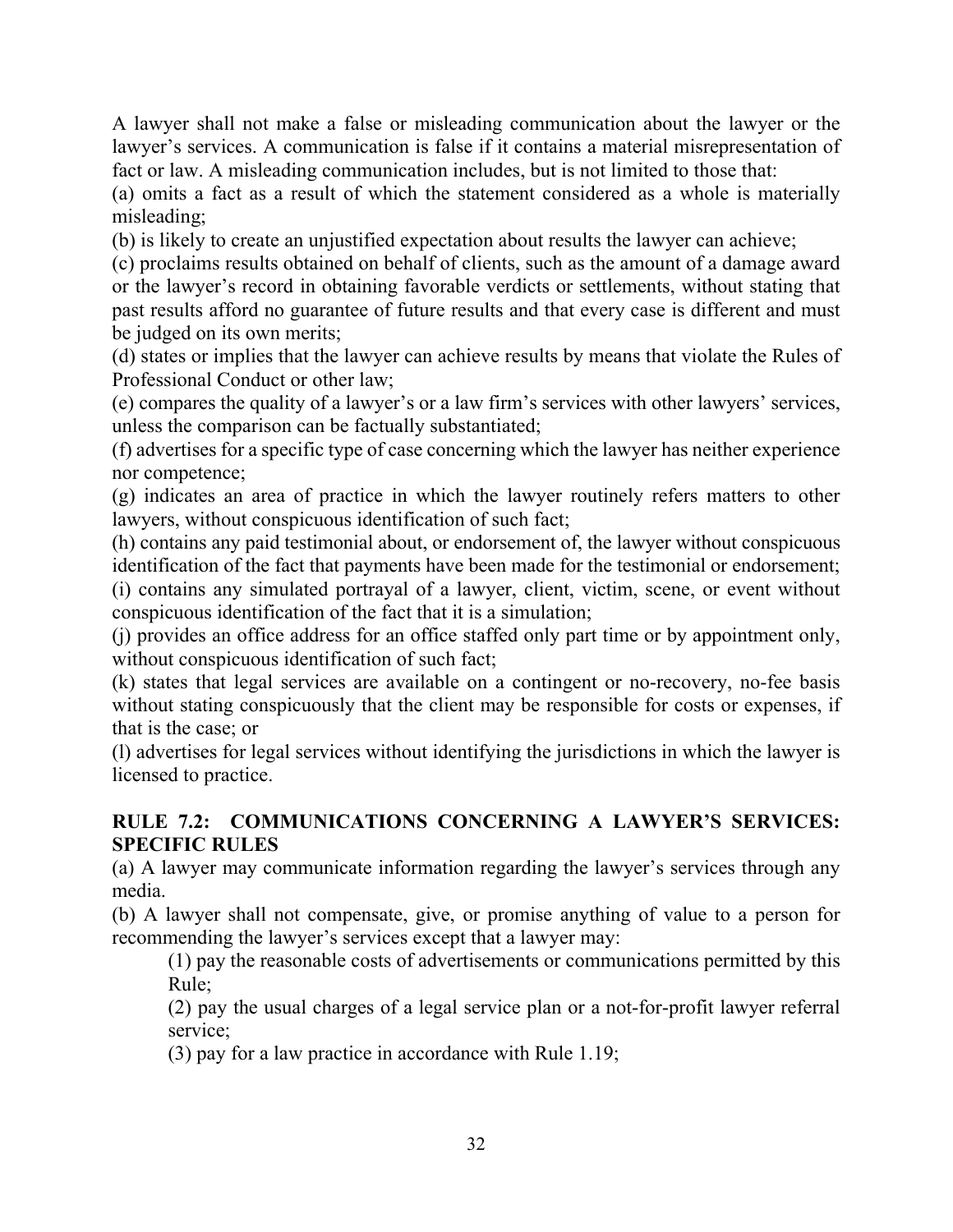A lawyer shall not make a false or misleading communication about the lawyer or the lawyer's services. A communication is false if it contains a material misrepresentation of fact or law. A misleading communication includes, but is not limited to those that:

(a) omits a fact as a result of which the statement considered as a whole is materially misleading;

(b) is likely to create an unjustified expectation about results the lawyer can achieve;

(c) proclaims results obtained on behalf of clients, such as the amount of a damage award or the lawyer's record in obtaining favorable verdicts or settlements, without stating that past results afford no guarantee of future results and that every case is different and must be judged on its own merits;

(d) states or implies that the lawyer can achieve results by means that violate the Rules of Professional Conduct or other law;

(e) compares the quality of a lawyer's or a law firm's services with other lawyers' services, unless the comparison can be factually substantiated;

(f) advertises for a specific type of case concerning which the lawyer has neither experience nor competence;

(g) indicates an area of practice in which the lawyer routinely refers matters to other lawyers, without conspicuous identification of such fact;

(h) contains any paid testimonial about, or endorsement of, the lawyer without conspicuous identification of the fact that payments have been made for the testimonial or endorsement;

(i) contains any simulated portrayal of a lawyer, client, victim, scene, or event without conspicuous identification of the fact that it is a simulation;

(j) provides an office address for an office staffed only part time or by appointment only, without conspicuous identification of such fact;

(k) states that legal services are available on a contingent or no-recovery, no-fee basis without stating conspicuously that the client may be responsible for costs or expenses, if that is the case; or

(l) advertises for legal services without identifying the jurisdictions in which the lawyer is licensed to practice.

## RULE 7.2: COMMUNICATIONS CONCERNING A LAWYER'S SERVICES: SPECIFIC RULES

(a) A lawyer may communicate information regarding the lawyer's services through any media.

(b) A lawyer shall not compensate, give, or promise anything of value to a person for recommending the lawyer's services except that a lawyer may:

(1) pay the reasonable costs of advertisements or communications permitted by this Rule;

(2) pay the usual charges of a legal service plan or a not-for-profit lawyer referral service;

(3) pay for a law practice in accordance with Rule 1.19;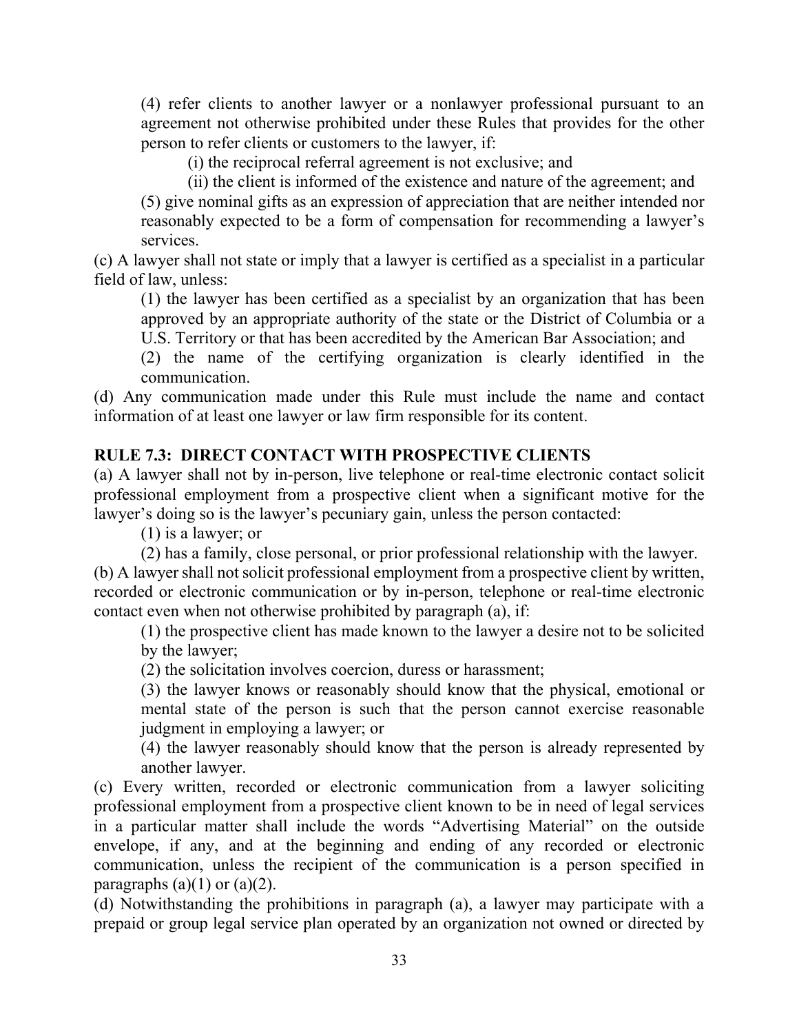(4) refer clients to another lawyer or a nonlawyer professional pursuant to an agreement not otherwise prohibited under these Rules that provides for the other person to refer clients or customers to the lawyer, if:

(i) the reciprocal referral agreement is not exclusive; and

(ii) the client is informed of the existence and nature of the agreement; and

(5) give nominal gifts as an expression of appreciation that are neither intended nor reasonably expected to be a form of compensation for recommending a lawyer's services.

(c) A lawyer shall not state or imply that a lawyer is certified as a specialist in a particular field of law, unless:

(1) the lawyer has been certified as a specialist by an organization that has been approved by an appropriate authority of the state or the District of Columbia or a U.S. Territory or that has been accredited by the American Bar Association; and

(2) the name of the certifying organization is clearly identified in the communication.

(d) Any communication made under this Rule must include the name and contact information of at least one lawyer or law firm responsible for its content.

**RULE 7.3: DIRECT CONTACT WITH PROSPECTIVE CLIENTS**

(a) A lawyer shall not by in-person, live telephone or real-time electronic contact solicit professional employment from a prospective client when a significant motive for the lawyer's doing so is the lawyer's pecuniary gain, unless the person contacted:

(1) is a lawyer; or

(2) has a family, close personal, or prior professional relationship with the lawyer.

(b) A lawyer shall not solicit professional employment from a prospective client by written, recorded or electronic communication or by in-person, telephone or real-time electronic contact even when not otherwise prohibited by paragraph (a), if:

(1) the prospective client has made known to the lawyer a desire not to be solicited by the lawyer;

(2) the solicitation involves coercion, duress or harassment;

(3) the lawyer knows or reasonably should know that the physical, emotional or mental state of the person is such that the person cannot exercise reasonable judgment in employing a lawyer; or

(4) the lawyer reasonably should know that the person is already represented by another lawyer.

(c) Every written, recorded or electronic communication from a lawyer soliciting professional employment from a prospective client known to be in need of legal services in a particular matter shall include the words "Advertising Material" on the outside envelope, if any, and at the beginning and ending of any recorded or electronic communication, unless the recipient of the communication is a person specified in paragraphs (a)(1) or (a)(2).

(d) Notwithstanding the prohibitions in paragraph (a), a lawyer may participate with a prepaid or group legal service plan operated by an organization not owned or directed by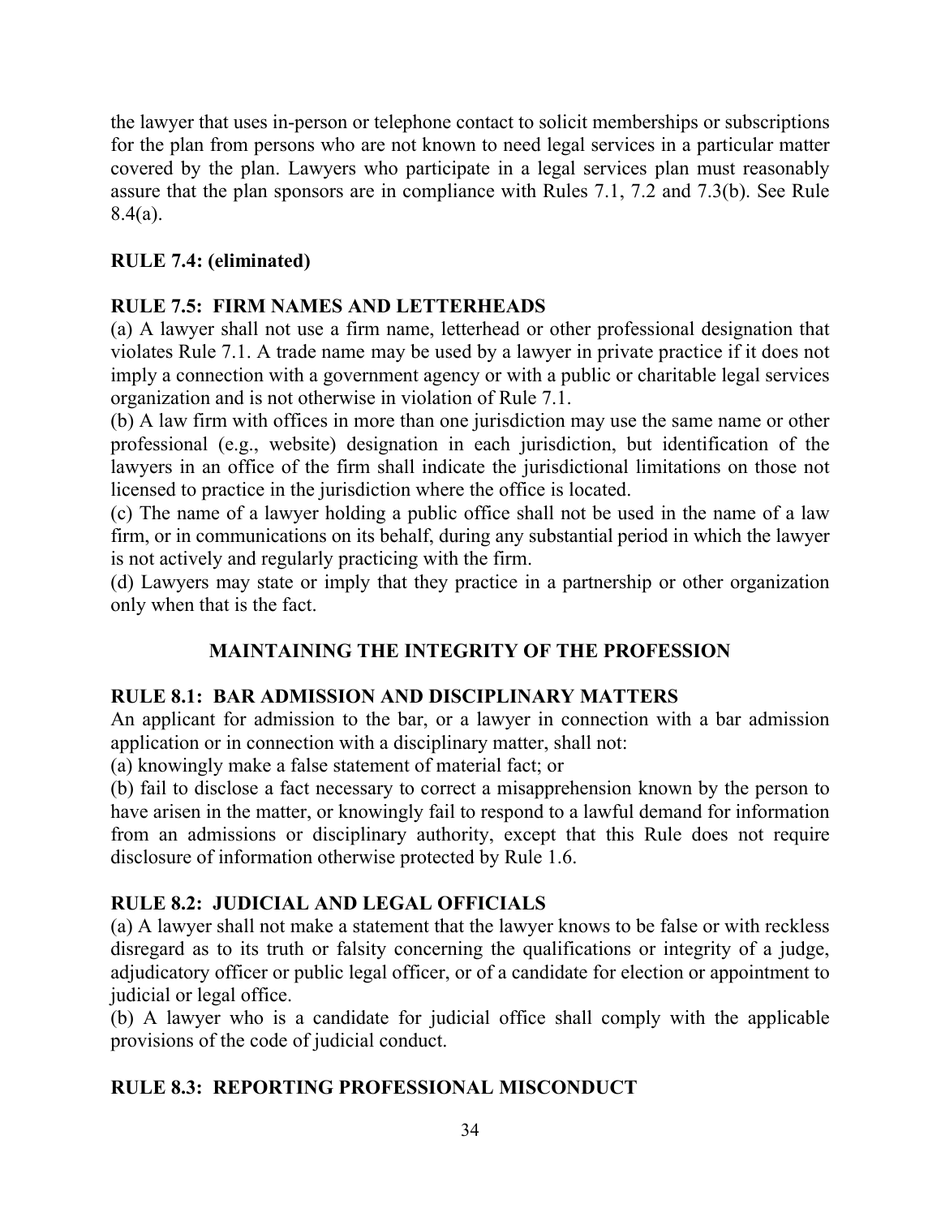the lawyer that uses in-person or telephone contact to solicit memberships or subscriptions for the plan from persons who are not known to need legal services in a particular matter covered by the plan. Lawyers who participate in a legal services plan must reasonably assure that the plan sponsors are in compliance with Rules 7.1, 7.2 and 7.3(b). See Rule 8.4(a).

**RULE 7.4: (eliminated)**

**RULE 7.5: FIRM NAMES AND LETTERHEADS**

(a) A lawyer shall not use a firm name, letterhead or other professional designation that violates Rule 7.1. A trade name may be used by a lawyer in private practice if it does not imply a connection with a government agency or with a public or charitable legal services organization and is not otherwise in violation of Rule 7.1.

(b) A law firm with offices in more than one jurisdiction may use the same name or other professional (e.g., website) designation in each jurisdiction, but identification of the lawyers in an office of the firm shall indicate the jurisdictional limitations on those not licensed to practice in the jurisdiction where the office is located.

(c) The name of a lawyer holding a public office shall not be used in the name of a law firm, or in communications on its behalf, during any substantial period in which the lawyer is not actively and regularly practicing with the firm.

(d) Lawyers may state or imply that they practice in a partnership or other organization only when that is the fact.

## MAINTAINING THE INTEGRITY OF THE PROFESSION

**RULE 8.1: BAR ADMISSION AND DISCIPLINARY MATTERS**

An applicant for admission to the bar, or a lawyer in connection with a bar admission application or in connection with a disciplinary matter, shall not:

(a) knowingly make a false statement of material fact; or

(b) fail to disclose a fact necessary to correct a misapprehension known by the person to have arisen in the matter, or knowingly fail to respond to a lawful demand for information from an admissions or disciplinary authority, except that this Rule does not require disclosure of information otherwise protected by Rule 1.6.

**RULE 8.2: JUDICIAL AND LEGAL OFFICIALS**

(a) A lawyer shall not make a statement that the lawyer knows to be false or with reckless disregard as to its truth or falsity concerning the qualifications or integrity of a judge, adjudicatory officer or public legal officer, or of a candidate for election or appointment to judicial or legal office.

(b) A lawyer who is a candidate for judicial office shall comply with the applicable provisions of the code of judicial conduct.

**RULE 8.3: REPORTING PROFESSIONAL MISCONDUCT**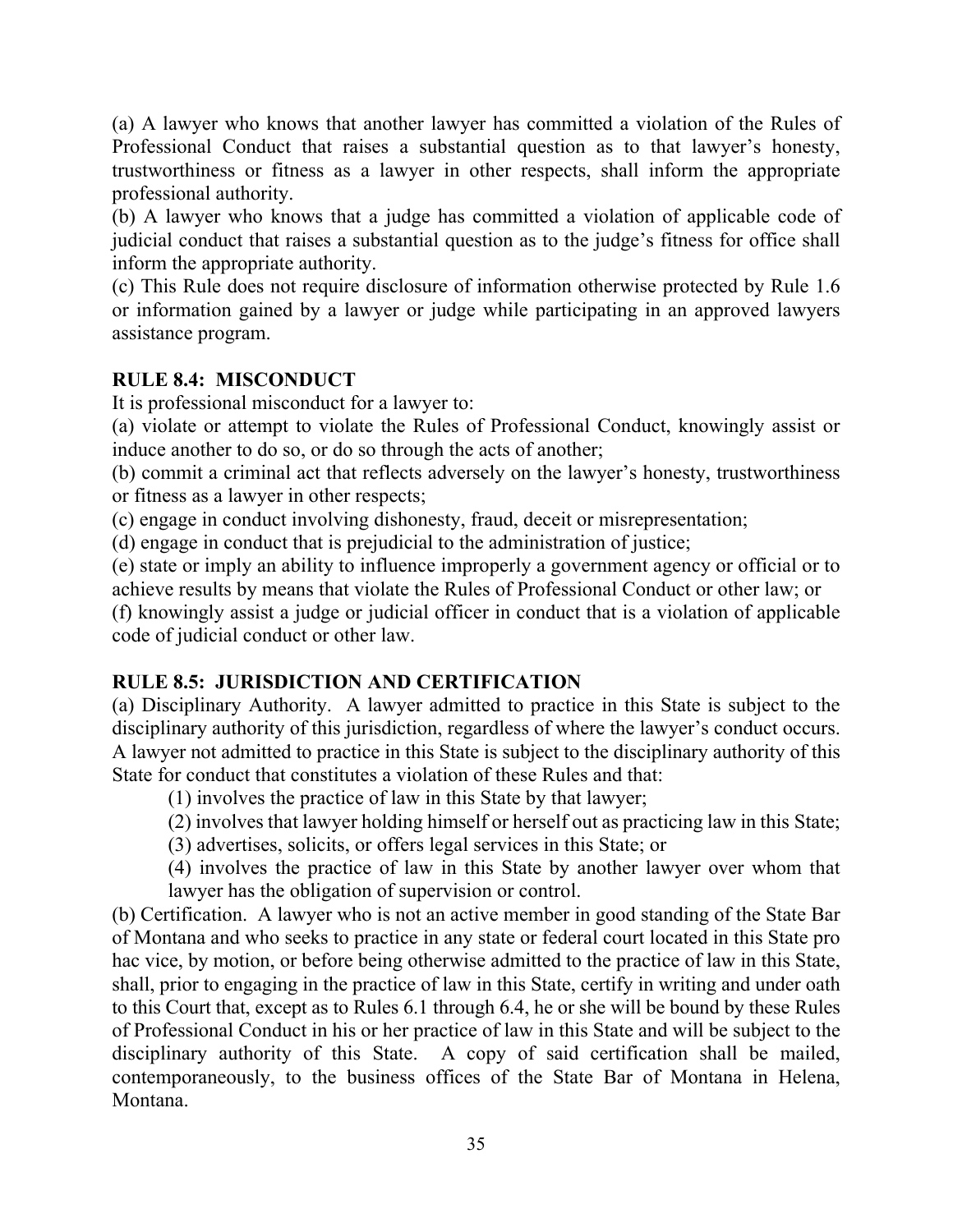(a) A lawyer who knows that another lawyer has committed a violation of the Rules of Professional Conduct that raises a substantial question as to that lawyer's honesty, trustworthiness or fitness as a lawyer in other respects, shall inform the appropriate professional authority.

(b) A lawyer who knows that a judge has committed a violation of applicable code of judicial conduct that raises a substantial question as to the judge's fitness for office shall inform the appropriate authority.

(c) This Rule does not require disclosure of information otherwise protected by Rule 1.6 or information gained by a lawyer or judge while participating in an approved lawyers assistance program.

**RULE 8.4: MISCONDUCT**

It is professional misconduct for a lawyer to:

(a) violate or attempt to violate the Rules of Professional Conduct, knowingly assist or induce another to do so, or do so through the acts of another;

(b) commit a criminal act that reflects adversely on the lawyer's honesty, trustworthiness or fitness as a lawyer in other respects;

(c) engage in conduct involving dishonesty, fraud, deceit or misrepresentation;

(d) engage in conduct that is prejudicial to the administration of justice;

(e) state or imply an ability to influence improperly a government agency or official or to achieve results by means that violate the Rules of Professional Conduct or other law; or

(f) knowingly assist a judge or judicial officer in conduct that is a violation of applicable code of judicial conduct or other law.

**RULE 8.5: JURISDICTION AND CERTIFICATION**

(a) Disciplinary Authority. A lawyer admitted to practice in this State is subject to the disciplinary authority of this jurisdiction, regardless of where the lawyer's conduct occurs. A lawyer not admitted to practice in this State is subject to the disciplinary authority of this State for conduct that constitutes a violation of these Rules and that:

(1) involves the practice of law in this State by that lawyer;

(2) involves that lawyer holding himself or herself out as practicing law in this State;

(3) advertises, solicits, or offers legal services in this State; or

(4) involves the practice of law in this State by another lawyer over whom that lawyer has the obligation of supervision or control.

(b) Certification. A lawyer who is not an active member in good standing of the State Bar of Montana and who seeks to practice in any state or federal court located in this State pro hac vice, by motion, or before being otherwise admitted to the practice of law in this State, shall, prior to engaging in the practice of law in this State, certify in writing and under oath to this Court that, except as to Rules 6.1 through 6.4, he or she will be bound by these Rules of Professional Conduct in his or her practice of law in this State and will be subject to the disciplinary authority of this State. A copy of said certification shall be mailed, contemporaneously, to the business offices of the State Bar of Montana in Helena, Montana.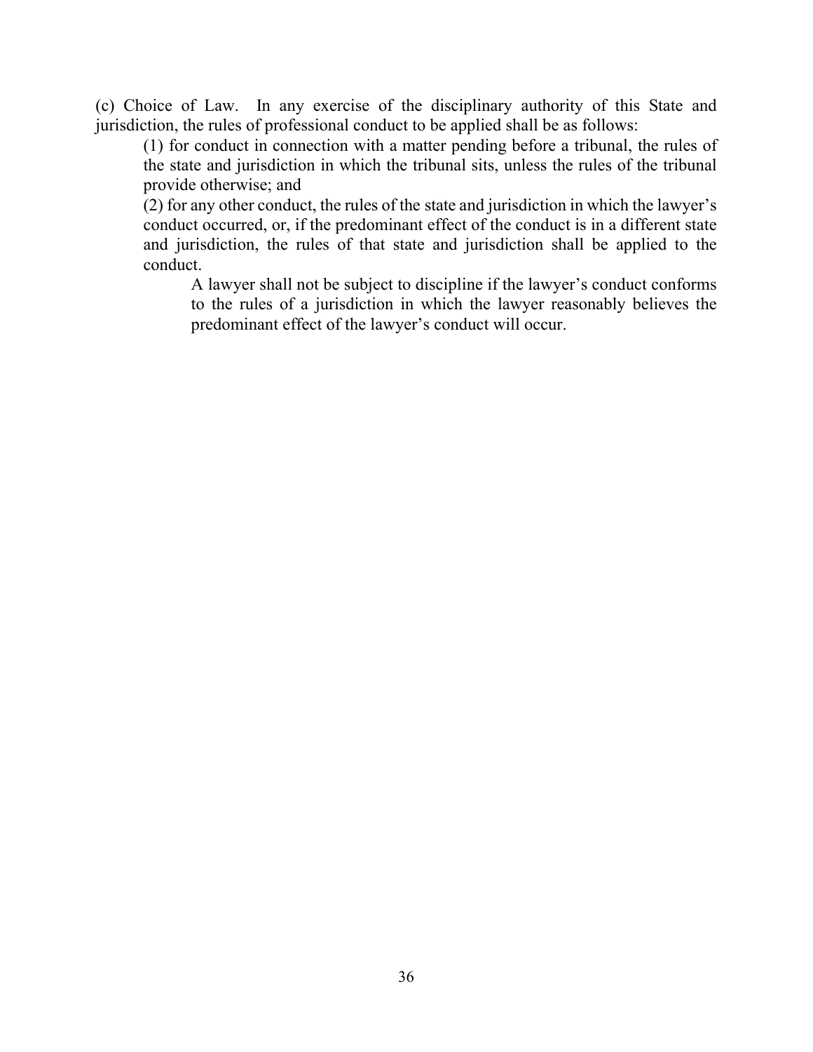(c) Choice of Law. In any exercise of the disciplinary authority of this State and jurisdiction, the rules of professional conduct to be applied shall be as follows:

(1) for conduct in connection with a matter pending before a tribunal, the rules of the state and jurisdiction in which the tribunal sits, unless the rules of the tribunal provide otherwise; and

(2) for any other conduct, the rules of the state and jurisdiction in which the lawyer's conduct occurred, or, if the predominant effect of the conduct is in a different state and jurisdiction, the rules of that state and jurisdiction shall be applied to the conduct.

A lawyer shall not be subject to discipline if the lawyer's conduct conforms to the rules of a jurisdiction in which the lawyer reasonably believes the predominant effect of the lawyer's conduct will occur.